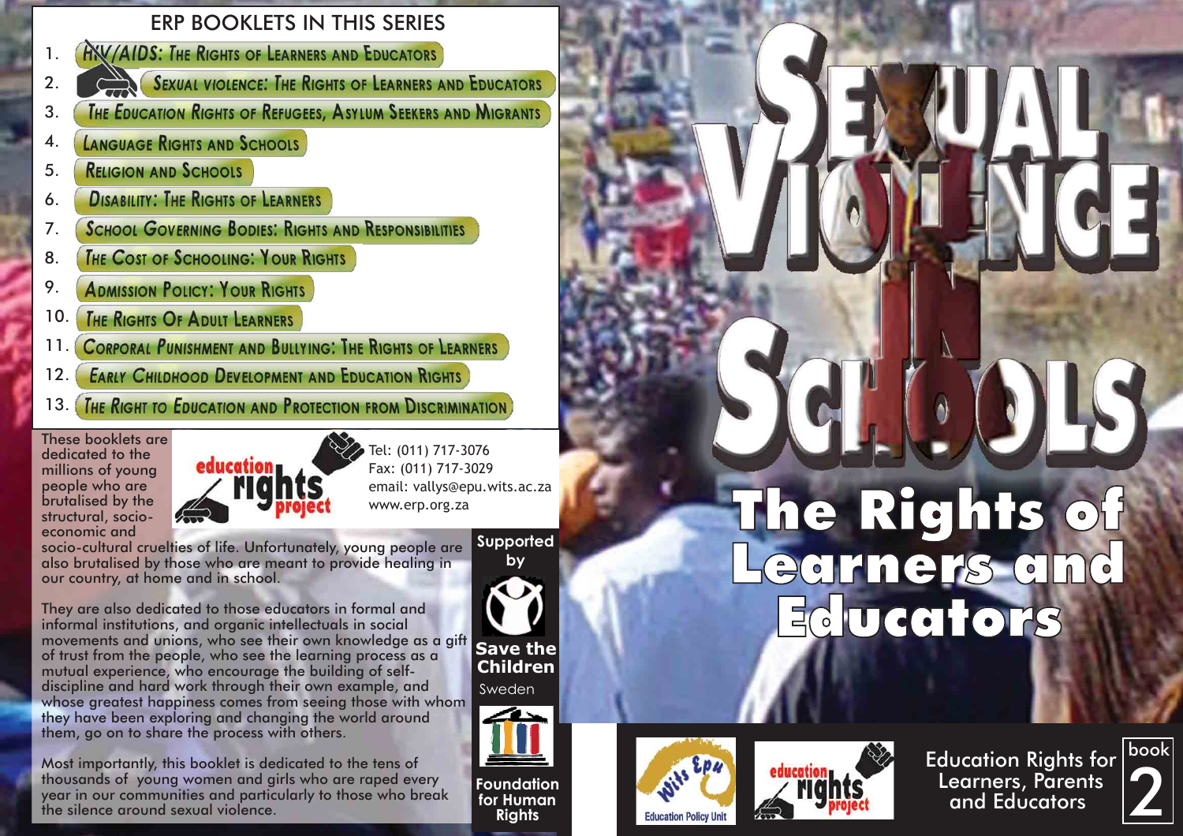# Sexual Violence in Schools

## The Rights of Learners and Educators

Education Rights for Learners, Parents and Educators

book 2

## ERP BOOKLETS IN THIS SERIES

1. HIV/AIDS: The Rights of Learners and Educators
2. Sexual violence: The Rights of Learners and Educators
3. The Education Rights of Refugees, Asylum Seekers and Migrants
4. Language Rights and Schools
5. Religion and Schools
6. Disability: The Rights of Learners
7. School Governing Bodies: Rights and Responsibilities
8. The Cost of Schooling: Your Rights
9. Admission Policy: Your Rights
10. The Rights Of Adult Learners
11. Corporal Punishment and Bullying: The Rights of Learners
12. Early Childhood Development and Education Rights
13. The Right to Education and Protection from Discrimination

These booklets are dedicated to the millions of young people who are brutalised by the structural, socio-economic and socio-cultural cruelties of life. Unfortunately, young people are also brutalised by those who are meant to provide healing in our country, at home and in school.

They are also dedicated to those educators in formal and informal institutions, and organic intellectuals in social movements and unions, who see their own knowledge as a gift of trust from the people, who see the learning process as a mutual experience, who encourage the building of self-discipline and hard work through their own example, and whose greatest happiness comes from seeing those with whom they have been exploring and changing the world around them, go on to share the process with others.

Most importantly, this booklet is dedicated to the tens of thousands of young women and girls who are raped every year in our communities and particularly to those who break the silence around sexual violence.

education rights project

Tel: (011) 717-3076
Fax: (011) 717-3029
email: vallys@epu.wits.ac.za
www.erp.org.za

Supported by

Save the Children Sweden

Foundation for Human Rights

Wits Epu Education Policy Unit

education rights project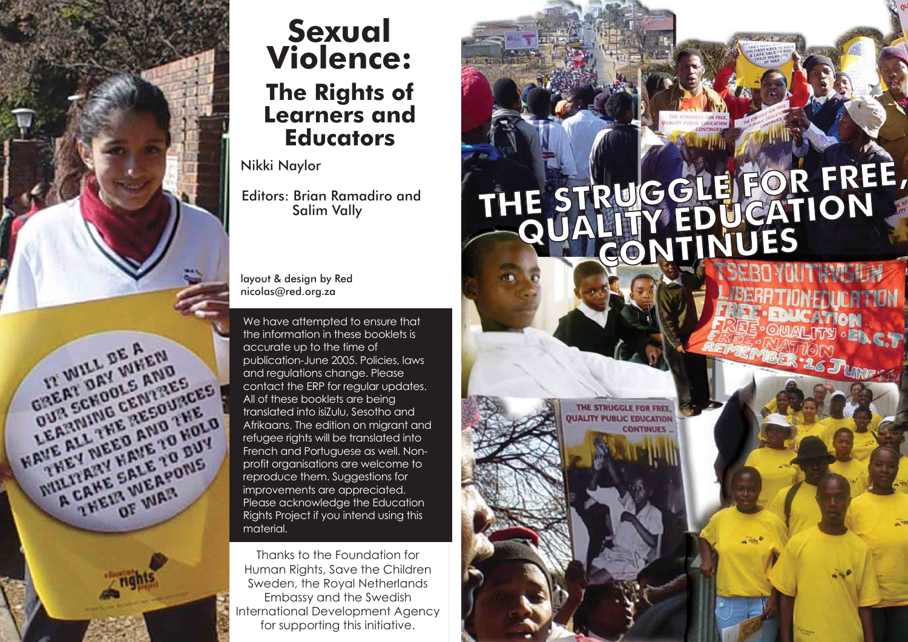# Sexual Violence:

## The Rights of Learners and Educators

Nikki Naylor

Editors: Brian Ramadiro and Salim Vally

layout & design by Red
nicolas@red.org.za

We have attempted to ensure that the information in these booklets is accurate up to the time of publication-June 2005. Policies, laws and regulations change. Please contact the ERP for regular updates. All of these booklets are being translated into isiZulu, Sesotho and Afrikaans. The edition on migrant and refugee rights will be translated into French and Portuguese as well. Non-profit organisations are welcome to reproduce them. Suggestions for improvements are appreciated. Please acknowledge the Education Rights Project if you intend using this material.

Thanks to the Foundation for Human Rights, Save the Children Sweden, the Royal Netherlands Embassy and the Swedish International Development Agency for supporting this initiative.

# THE STRUGGLE FOR FREE, QUALITY EDUCATION CONTINUES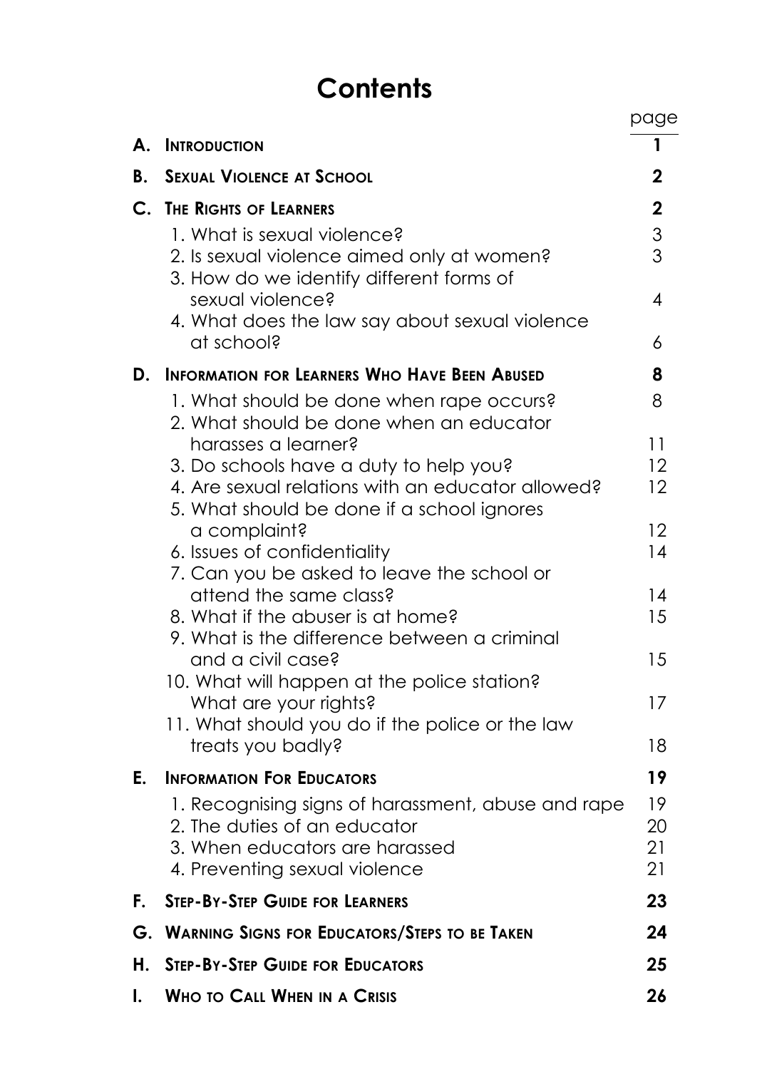# Contents

| | | page |
|---|---|---|
| **A.** | **Introduction** | 1 |
| **B.** | **Sexual Violence at School** | **2** |
| **C.** | **The Rights of Learners** | **2** |
| | 1. What is sexual violence? | 3 |
| | 2. Is sexual violence aimed only at women? | 3 |
| | 3. How do we identify different forms of sexual violence? | 4 |
| | 4. What does the law say about sexual violence at school? | 6 |
| **D.** | **Information for Learners Who Have Been Abused** | **8** |
| | 1. What should be done when rape occurs? | 8 |
| | 2. What should be done when an educator harasses a learner? | 11 |
| | 3. Do schools have a duty to help you? | 12 |
| | 4. Are sexual relations with an educator allowed? | 12 |
| | 5. What should be done if a school ignores a complaint? | 12 |
| | 6. Issues of confidentiality | 14 |
| | 7. Can you be asked to leave the school or attend the same class? | 14 |
| | 8. What if the abuser is at home? | 15 |
| | 9. What is the difference between a criminal and a civil case? | 15 |
| | 10. What will happen at the police station? What are your rights? | 17 |
| | 11. What should you do if the police or the law treats you badly? | 18 |
| **E.** | **Information For Educators** | **19** |
| | 1. Recognising signs of harassment, abuse and rape | 19 |
| | 2. The duties of an educator | 20 |
| | 3. When educators are harassed | 21 |
| | 4. Preventing sexual violence | 21 |
| **F.** | **Step-By-Step Guide for Learners** | **23** |
| **G.** | **Warning Signs for Educators/Steps to be Taken** | **24** |
| **H.** | **Step-By-Step Guide for Educators** | **25** |
| **I.** | **Who to Call When in a Crisis** | **26** |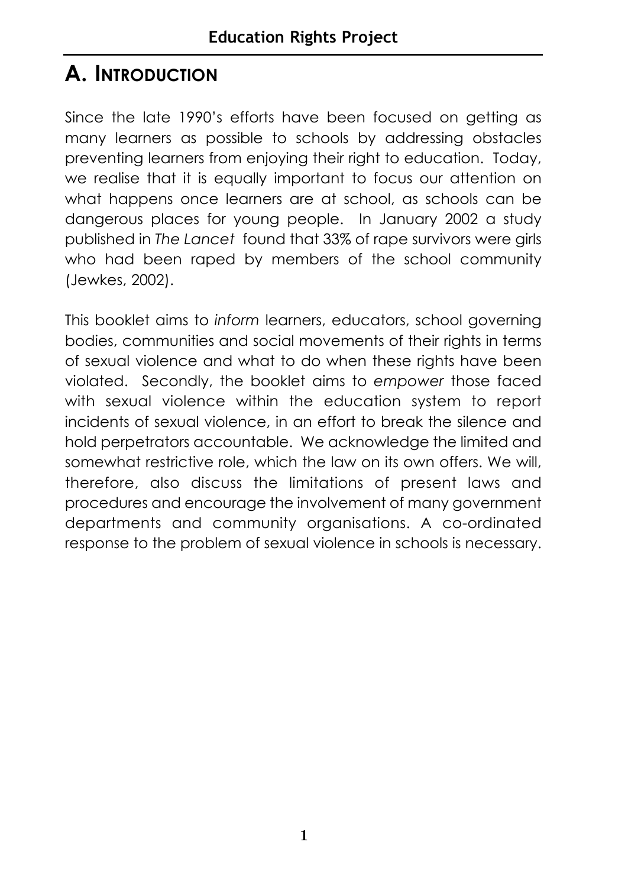# A. INTRODUCTION

Since the late 1990's efforts have been focused on getting as many learners as possible to schools by addressing obstacles preventing learners from enjoying their right to education. Today, we realise that it is equally important to focus our attention on what happens once learners are at school, as schools can be dangerous places for young people. In January 2002 a study published in *The Lancet* found that 33% of rape survivors were girls who had been raped by members of the school community (Jewkes, 2002).

This booklet aims to *inform* learners, educators, school governing bodies, communities and social movements of their rights in terms of sexual violence and what to do when these rights have been violated. Secondly, the booklet aims to *empower* those faced with sexual violence within the education system to report incidents of sexual violence, in an effort to break the silence and hold perpetrators accountable. We acknowledge the limited and somewhat restrictive role, which the law on its own offers. We will, therefore, also discuss the limitations of present laws and procedures and encourage the involvement of many government departments and community organisations. A co-ordinated response to the problem of sexual violence in schools is necessary.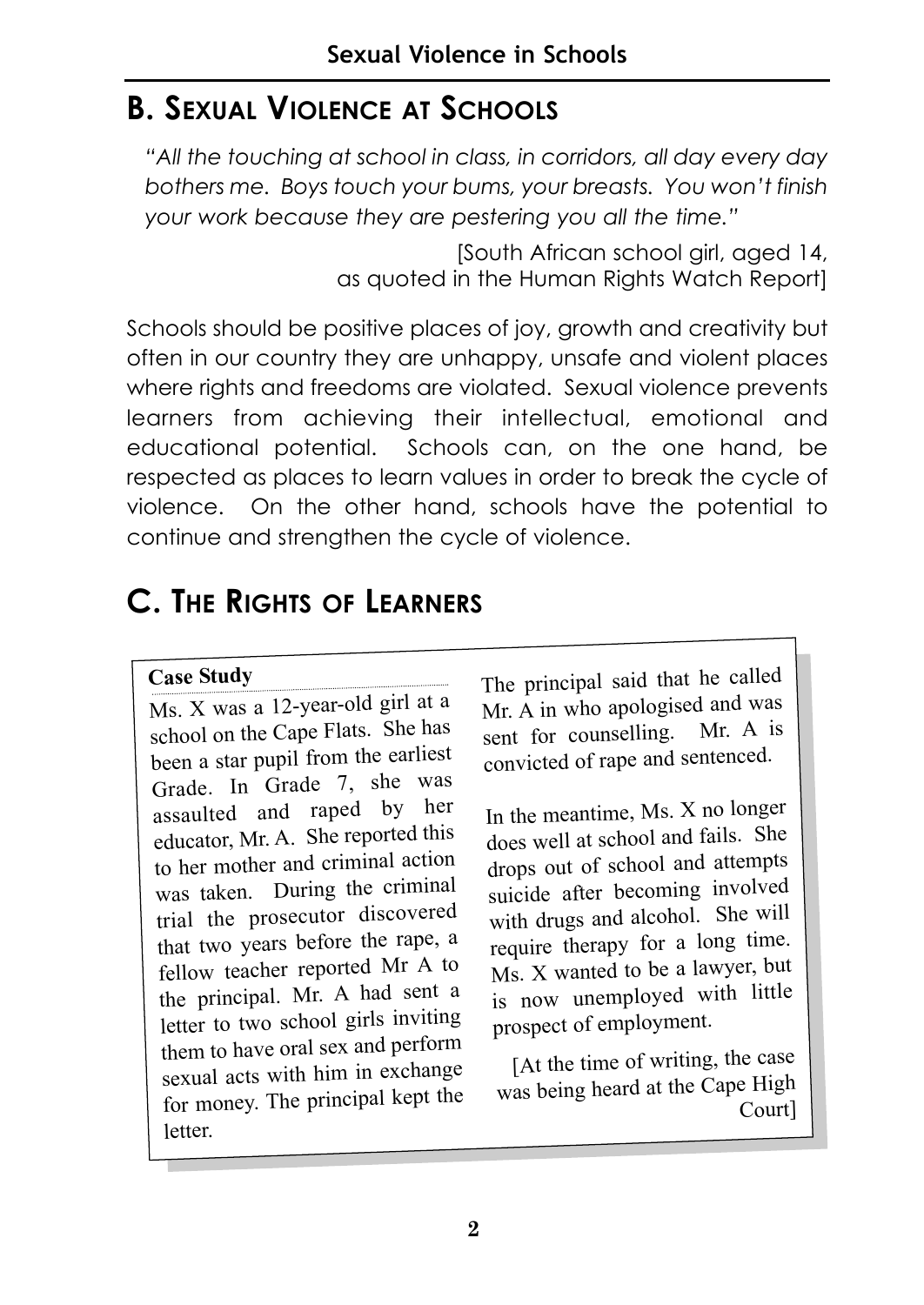## B. Sexual Violence at Schools

*"All the touching at school in class, in corridors, all day every day bothers me. Boys touch your bums, your breasts. You won't finish your work because they are pestering you all the time."*

[South African school girl, aged 14, as quoted in the Human Rights Watch Report]

Schools should be positive places of joy, growth and creativity but often in our country they are unhappy, unsafe and violent places where rights and freedoms are violated. Sexual violence prevents learners from achieving their intellectual, emotional and educational potential. Schools can, on the one hand, be respected as places to learn values in order to break the cycle of violence. On the other hand, schools have the potential to continue and strengthen the cycle of violence.

## C. The Rights of Learners

**Case Study**

Ms. X was a 12-year-old girl at a school on the Cape Flats. She has been a star pupil from the earliest Grade. In Grade 7, she was assaulted and raped by her educator, Mr. A. She reported this to her mother and criminal action was taken. During the criminal trial the prosecutor discovered that two years before the rape, a fellow teacher reported Mr A to the principal. Mr. A had sent a letter to two school girls inviting them to have oral sex and perform sexual acts with him in exchange for money. The principal kept the letter.

The principal said that he called Mr. A in who apologised and was sent for counselling. Mr. A is convicted of rape and sentenced.

In the meantime, Ms. X no longer does well at school and fails. She drops out of school and attempts suicide after becoming involved with drugs and alcohol. She will require therapy for a long time. Ms. X wanted to be a lawyer, but is now unemployed with little prospect of employment.

[At the time of writing, the case was being heard at the Cape High Court]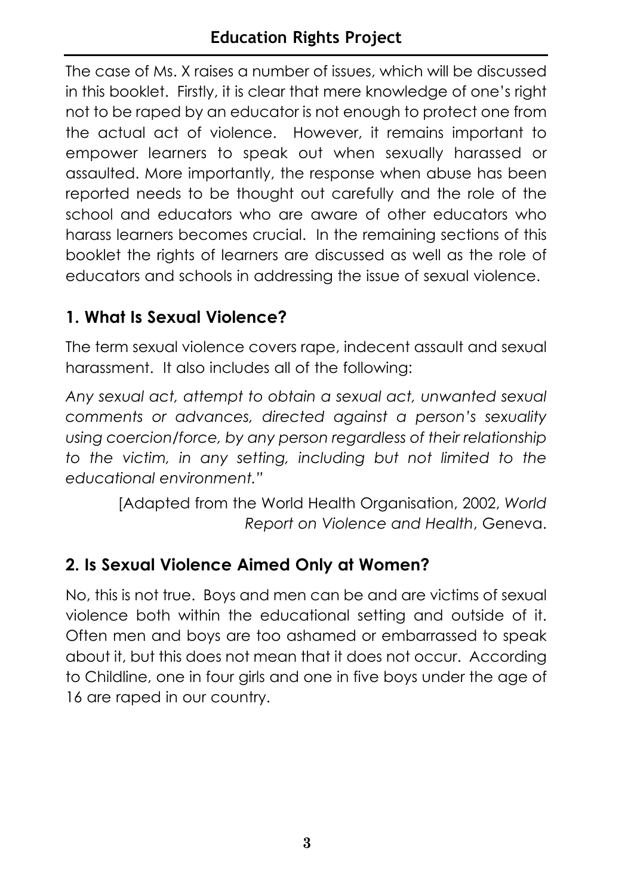The case of Ms. X raises a number of issues, which will be discussed in this booklet. Firstly, it is clear that mere knowledge of one's right not to be raped by an educator is not enough to protect one from the actual act of violence. However, it remains important to empower learners to speak out when sexually harassed or assaulted. More importantly, the response when abuse has been reported needs to be thought out carefully and the role of the school and educators who are aware of other educators who harass learners becomes crucial. In the remaining sections of this booklet the rights of learners are discussed as well as the role of educators and schools in addressing the issue of sexual violence.

## 1. What Is Sexual Violence?

The term sexual violence covers rape, indecent assault and sexual harassment. It also includes all of the following:

*Any sexual act, attempt to obtain a sexual act, unwanted sexual comments or advances, directed against a person's sexuality using coercion/force, by any person regardless of their relationship to the victim, in any setting, including but not limited to the educational environment."*

[Adapted from the World Health Organisation, 2002, *World Report on Violence and Health*, Geneva.

## 2. Is Sexual Violence Aimed Only at Women?

No, this is not true. Boys and men can be and are victims of sexual violence both within the educational setting and outside of it. Often men and boys are too ashamed or embarrassed to speak about it, but this does not mean that it does not occur. According to Childline, one in four girls and one in five boys under the age of 16 are raped in our country.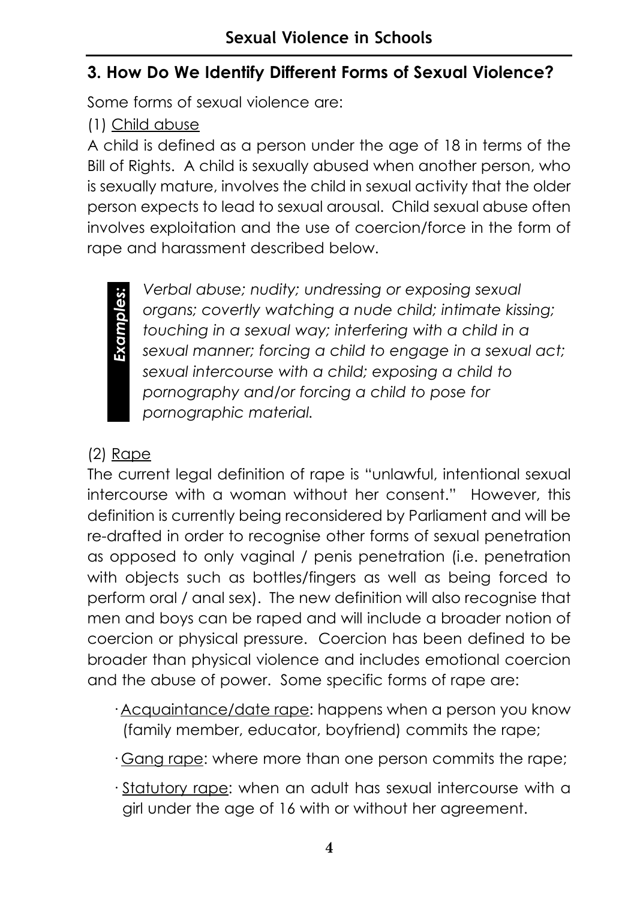## 3. How Do We Identify Different Forms of Sexual Violence?

Some forms of sexual violence are:

(1) Child abuse

A child is defined as a person under the age of 18 in terms of the Bill of Rights. A child is sexually abused when another person, who is sexually mature, involves the child in sexual activity that the older person expects to lead to sexual arousal. Child sexual abuse often involves exploitation and the use of coercion/force in the form of rape and harassment described below.

***Examples:*** *Verbal abuse; nudity; undressing or exposing sexual organs; covertly watching a nude child; intimate kissing; touching in a sexual way; interfering with a child in a sexual manner; forcing a child to engage in a sexual act; sexual intercourse with a child; exposing a child to pornography and/or forcing a child to pose for pornographic material.*

(2) Rape

The current legal definition of rape is "unlawful, intentional sexual intercourse with a woman without her consent." However, this definition is currently being reconsidered by Parliament and will be re-drafted in order to recognise other forms of sexual penetration as opposed to only vaginal / penis penetration (i.e. penetration with objects such as bottles/fingers as well as being forced to perform oral / anal sex). The new definition will also recognise that men and boys can be raped and will include a broader notion of coercion or physical pressure. Coercion has been defined to be broader than physical violence and includes emotional coercion and the abuse of power. Some specific forms of rape are:

- Acquaintance/date rape: happens when a person you know (family member, educator, boyfriend) commits the rape;
- Gang rape: where more than one person commits the rape;
- Statutory rape: when an adult has sexual intercourse with a girl under the age of 16 with or without her agreement.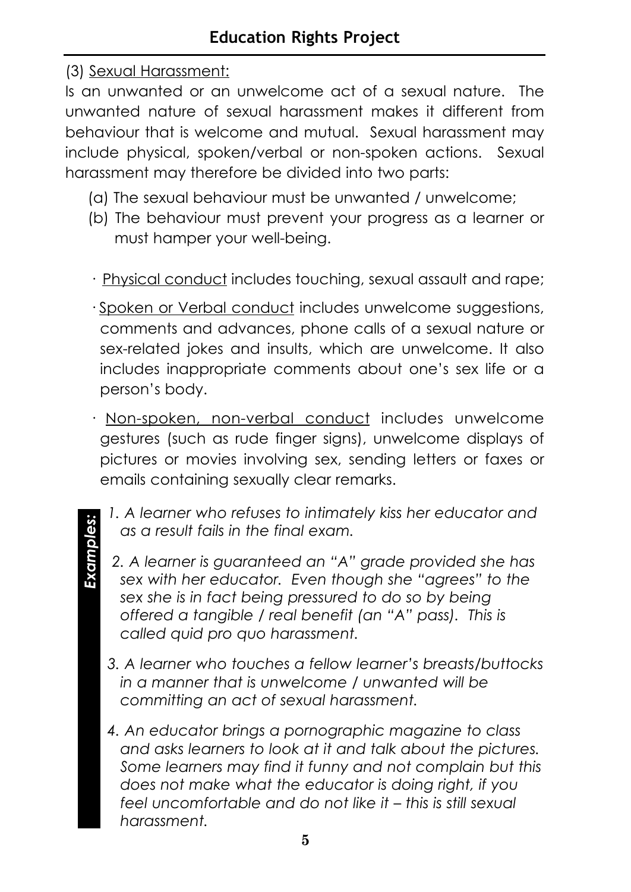(3) Sexual Harassment:

Is an unwanted or an unwelcome act of a sexual nature. The unwanted nature of sexual harassment makes it different from behaviour that is welcome and mutual. Sexual harassment may include physical, spoken/verbal or non-spoken actions. Sexual harassment may therefore be divided into two parts:

(a) The sexual behaviour must be unwanted / unwelcome;
(b) The behaviour must prevent your progress as a learner or must hamper your well-being.

- Physical conduct includes touching, sexual assault and rape;
- Spoken or Verbal conduct includes unwelcome suggestions, comments and advances, phone calls of a sexual nature or sex-related jokes and insults, which are unwelcome. It also includes inappropriate comments about one's sex life or a person's body.
- Non-spoken, non-verbal conduct includes unwelcome gestures (such as rude finger signs), unwelcome displays of pictures or movies involving sex, sending letters or faxes or emails containing sexually clear remarks.

***Examples:***

1. *A learner who refuses to intimately kiss her educator and as a result fails in the final exam.*
2. *A learner is guaranteed an "A" grade provided she has sex with her educator. Even though she "agrees" to the sex she is in fact being pressured to do so by being offered a tangible / real benefit (an "A" pass). This is called quid pro quo harassment.*
3. *A learner who touches a fellow learner's breasts/buttocks in a manner that is unwelcome / unwanted will be committing an act of sexual harassment.*
4. *An educator brings a pornographic magazine to class and asks learners to look at it and talk about the pictures. Some learners may find it funny and not complain but this does not make what the educator is doing right, if you feel uncomfortable and do not like it – this is still sexual harassment.*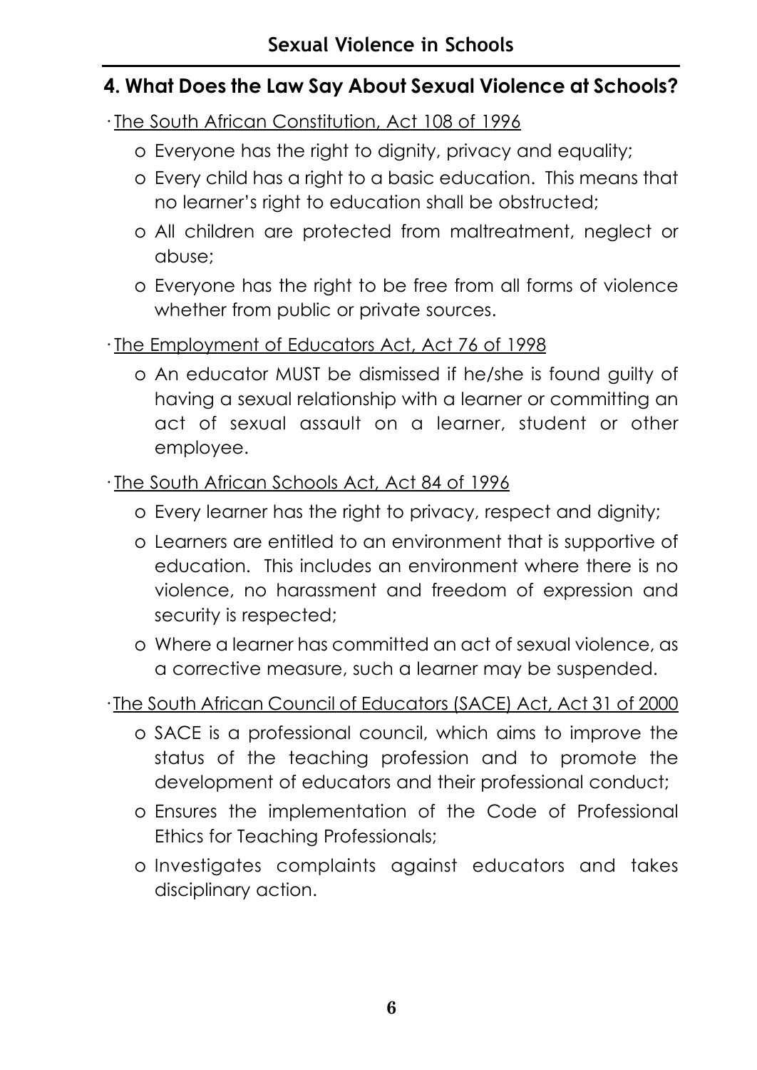## 4. What Does the Law Say About Sexual Violence at Schools?

- The South African Constitution, Act 108 of 1996
  - Everyone has the right to dignity, privacy and equality;
  - Every child has a right to a basic education. This means that no learner's right to education shall be obstructed;
  - All children are protected from maltreatment, neglect or abuse;
  - Everyone has the right to be free from all forms of violence whether from public or private sources.
- The Employment of Educators Act, Act 76 of 1998
  - An educator MUST be dismissed if he/she is found guilty of having a sexual relationship with a learner or committing an act of sexual assault on a learner, student or other employee.
- The South African Schools Act, Act 84 of 1996
  - Every learner has the right to privacy, respect and dignity;
  - Learners are entitled to an environment that is supportive of education. This includes an environment where there is no violence, no harassment and freedom of expression and security is respected;
  - Where a learner has committed an act of sexual violence, as a corrective measure, such a learner may be suspended.
- The South African Council of Educators (SACE) Act, Act 31 of 2000
  - SACE is a professional council, which aims to improve the status of the teaching profession and to promote the development of educators and their professional conduct;
  - Ensures the implementation of the Code of Professional Ethics for Teaching Professionals;
  - Investigates complaints against educators and takes disciplinary action.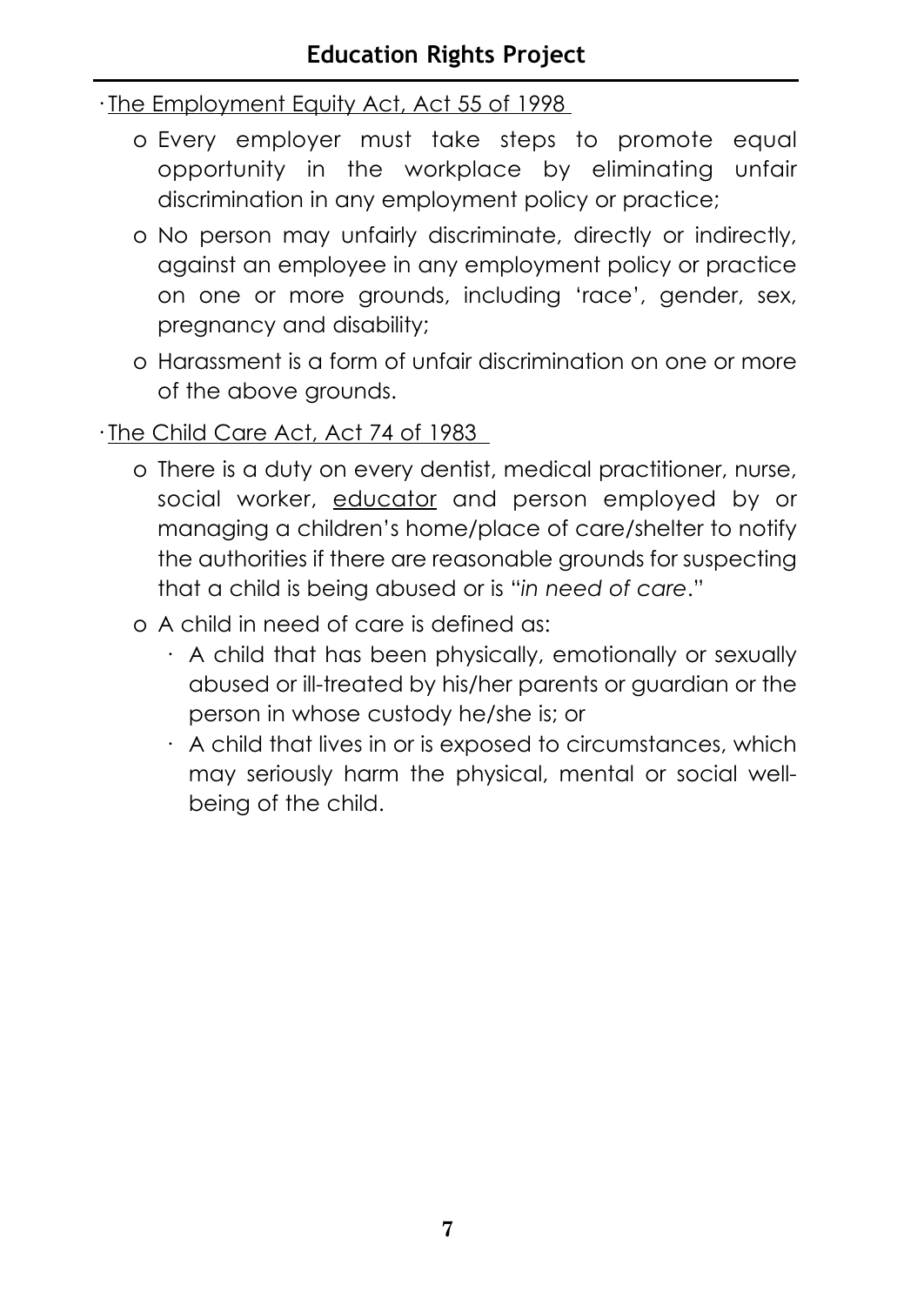- <u>The Employment Equity Act, Act 55 of 1998</u>
  - Every employer must take steps to promote equal opportunity in the workplace by eliminating unfair discrimination in any employment policy or practice;
  - No person may unfairly discriminate, directly or indirectly, against an employee in any employment policy or practice on one or more grounds, including 'race', gender, sex, pregnancy and disability;
  - Harassment is a form of unfair discrimination on one or more of the above grounds.
- <u>The Child Care Act, Act 74 of 1983</u>
  - There is a duty on every dentist, medical practitioner, nurse, social worker, <u>educator</u> and person employed by or managing a children's home/place of care/shelter to notify the authorities if there are reasonable grounds for suspecting that a child is being abused or is "*in need of care*."
  - A child in need of care is defined as:
    - A child that has been physically, emotionally or sexually abused or ill-treated by his/her parents or guardian or the person in whose custody he/she is; or
    - A child that lives in or is exposed to circumstances, which may seriously harm the physical, mental or social well-being of the child.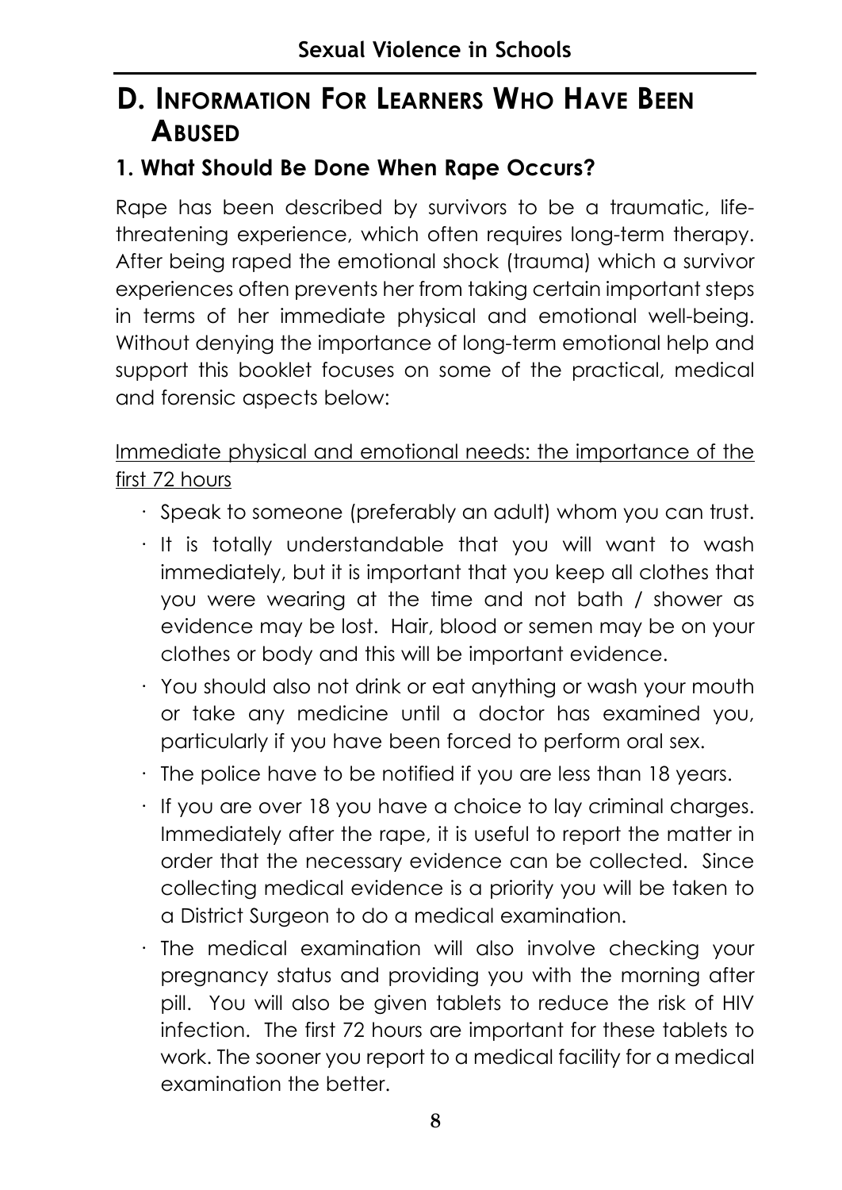## D. Information For Learners Who Have Been Abused

### 1. What Should Be Done When Rape Occurs?

Rape has been described by survivors to be a traumatic, life-threatening experience, which often requires long-term therapy. After being raped the emotional shock (trauma) which a survivor experiences often prevents her from taking certain important steps in terms of her immediate physical and emotional well-being. Without denying the importance of long-term emotional help and support this booklet focuses on some of the practical, medical and forensic aspects below:

<u>Immediate physical and emotional needs: the importance of the first 72 hours</u>

- Speak to someone (preferably an adult) whom you can trust.
- It is totally understandable that you will want to wash immediately, but it is important that you keep all clothes that you were wearing at the time and not bath / shower as evidence may be lost. Hair, blood or semen may be on your clothes or body and this will be important evidence.
- You should also not drink or eat anything or wash your mouth or take any medicine until a doctor has examined you, particularly if you have been forced to perform oral sex.
- The police have to be notified if you are less than 18 years.
- If you are over 18 you have a choice to lay criminal charges. Immediately after the rape, it is useful to report the matter in order that the necessary evidence can be collected. Since collecting medical evidence is a priority you will be taken to a District Surgeon to do a medical examination.
- The medical examination will also involve checking your pregnancy status and providing you with the morning after pill. You will also be given tablets to reduce the risk of HIV infection. The first 72 hours are important for these tablets to work. The sooner you report to a medical facility for a medical examination the better.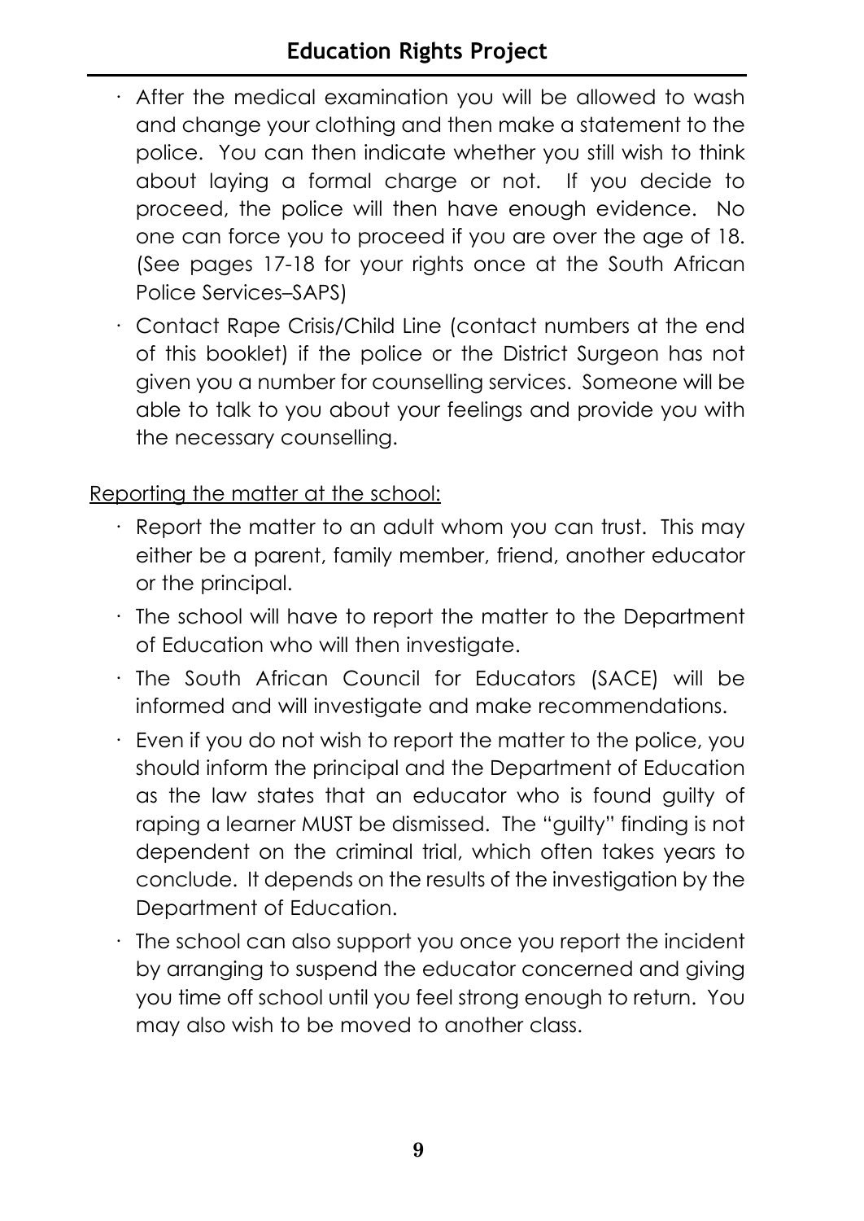- After the medical examination you will be allowed to wash and change your clothing and then make a statement to the police. You can then indicate whether you still wish to think about laying a formal charge or not. If you decide to proceed, the police will then have enough evidence. No one can force you to proceed if you are over the age of 18. (See pages 17-18 for your rights once at the South African Police Services–SAPS)
- Contact Rape Crisis/Child Line (contact numbers at the end of this booklet) if the police or the District Surgeon has not given you a number for counselling services. Someone will be able to talk to you about your feelings and provide you with the necessary counselling.

<u>Reporting the matter at the school:</u>

- Report the matter to an adult whom you can trust. This may either be a parent, family member, friend, another educator or the principal.
- The school will have to report the matter to the Department of Education who will then investigate.
- The South African Council for Educators (SACE) will be informed and will investigate and make recommendations.
- Even if you do not wish to report the matter to the police, you should inform the principal and the Department of Education as the law states that an educator who is found guilty of raping a learner MUST be dismissed. The "guilty" finding is not dependent on the criminal trial, which often takes years to conclude. It depends on the results of the investigation by the Department of Education.
- The school can also support you once you report the incident by arranging to suspend the educator concerned and giving you time off school until you feel strong enough to return. You may also wish to be moved to another class.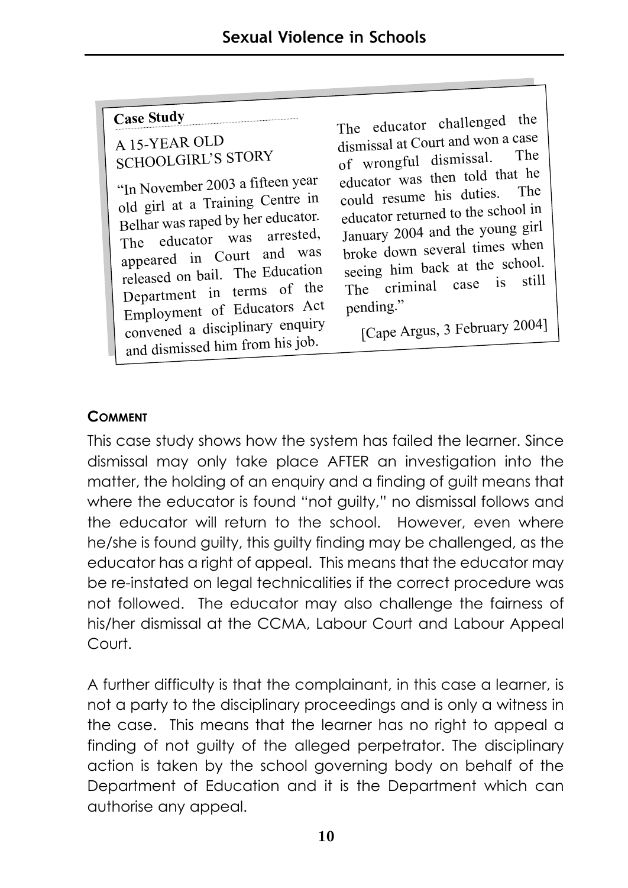**Case Study**

A 15-YEAR OLD SCHOOLGIRL'S STORY

"In November 2003 a fifteen year old girl at a Training Centre in Belhar was raped by her educator. The educator was arrested, appeared in Court and was released on bail. The Education Department in terms of the Employment of Educators Act convened a disciplinary enquiry and dismissed him from his job. The educator challenged the dismissal at Court and won a case of wrongful dismissal. The educator was then told that he could resume his duties. The educator returned to the school in January 2004 and the young girl broke down several times when seeing him back at the school. The criminal case is still pending."

[Cape Argus, 3 February 2004]

**COMMENT**

This case study shows how the system has failed the learner. Since dismissal may only take place AFTER an investigation into the matter, the holding of an enquiry and a finding of guilt means that where the educator is found "not guilty," no dismissal follows and the educator will return to the school. However, even where he/she is found guilty, this guilty finding may be challenged, as the educator has a right of appeal. This means that the educator may be re-instated on legal technicalities if the correct procedure was not followed. The educator may also challenge the fairness of his/her dismissal at the CCMA, Labour Court and Labour Appeal Court.

A further difficulty is that the complainant, in this case a learner, is not a party to the disciplinary proceedings and is only a witness in the case. This means that the learner has no right to appeal a finding of not guilty of the alleged perpetrator. The disciplinary action is taken by the school governing body on behalf of the Department of Education and it is the Department which can authorise any appeal.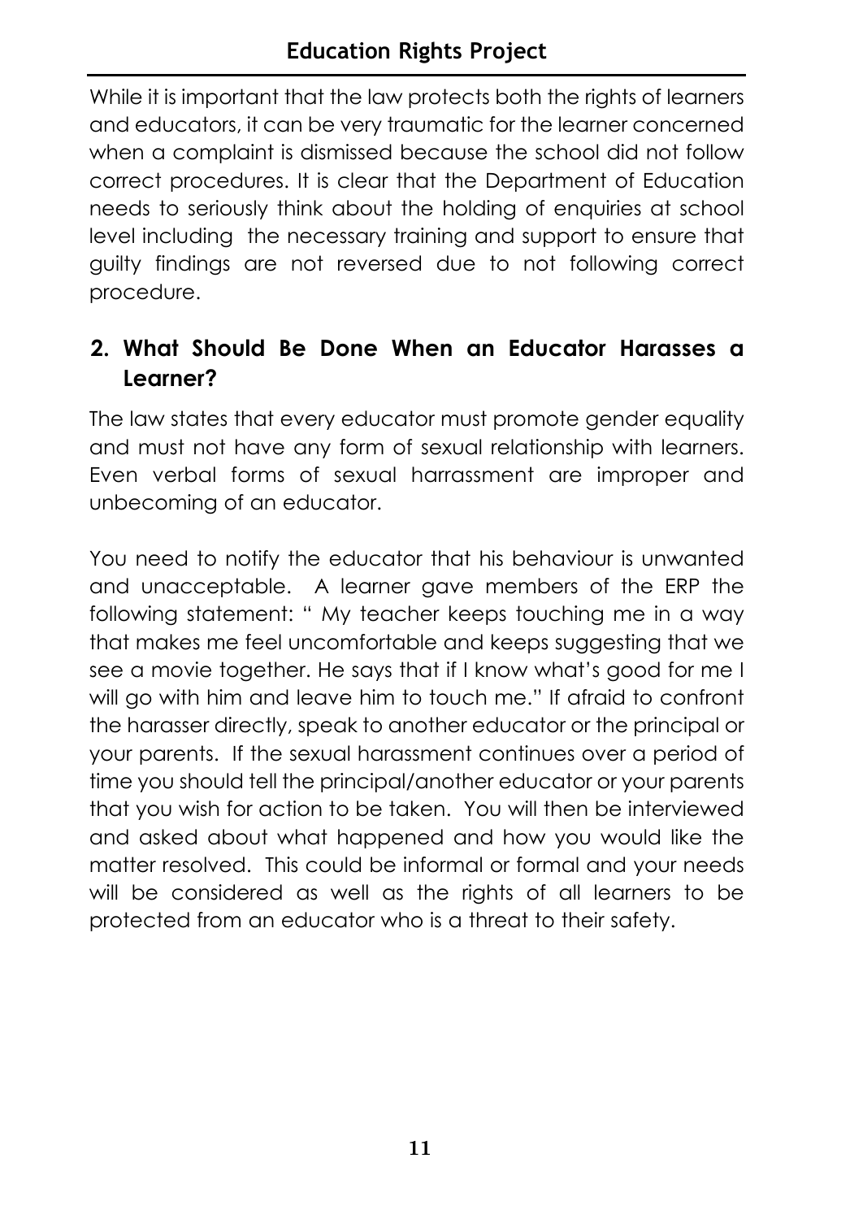While it is important that the law protects both the rights of learners and educators, it can be very traumatic for the learner concerned when a complaint is dismissed because the school did not follow correct procedures. It is clear that the Department of Education needs to seriously think about the holding of enquiries at school level including the necessary training and support to ensure that guilty findings are not reversed due to not following correct procedure.

## 2. What Should Be Done When an Educator Harasses a Learner?

The law states that every educator must promote gender equality and must not have any form of sexual relationship with learners. Even verbal forms of sexual harrassment are improper and unbecoming of an educator.

You need to notify the educator that his behaviour is unwanted and unacceptable. A learner gave members of the ERP the following statement: " My teacher keeps touching me in a way that makes me feel uncomfortable and keeps suggesting that we see a movie together. He says that if I know what's good for me I will go with him and leave him to touch me." If afraid to confront the harasser directly, speak to another educator or the principal or your parents. If the sexual harassment continues over a period of time you should tell the principal/another educator or your parents that you wish for action to be taken. You will then be interviewed and asked about what happened and how you would like the matter resolved. This could be informal or formal and your needs will be considered as well as the rights of all learners to be protected from an educator who is a threat to their safety.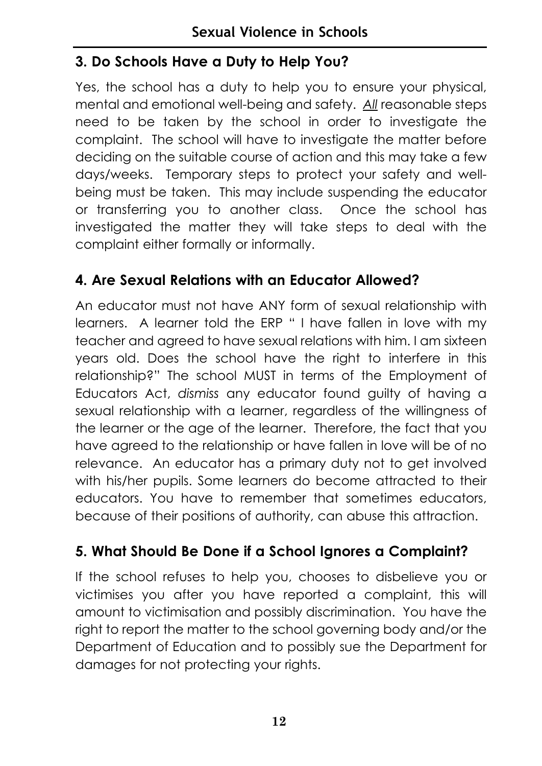## 3. Do Schools Have a Duty to Help You?

Yes, the school has a duty to help you to ensure your physical, mental and emotional well-being and safety. ***All*** reasonable steps need to be taken by the school in order to investigate the complaint. The school will have to investigate the matter before deciding on the suitable course of action and this may take a few days/weeks. Temporary steps to protect your safety and well-being must be taken. This may include suspending the educator or transferring you to another class. Once the school has investigated the matter they will take steps to deal with the complaint either formally or informally.

## 4. Are Sexual Relations with an Educator Allowed?

An educator must not have ANY form of sexual relationship with learners. A learner told the ERP " I have fallen in love with my teacher and agreed to have sexual relations with him. I am sixteen years old. Does the school have the right to interfere in this relationship?" The school MUST in terms of the Employment of Educators Act, *dismiss* any educator found guilty of having a sexual relationship with a learner, regardless of the willingness of the learner or the age of the learner. Therefore, the fact that you have agreed to the relationship or have fallen in love will be of no relevance. An educator has a primary duty not to get involved with his/her pupils. Some learners do become attracted to their educators. You have to remember that sometimes educators, because of their positions of authority, can abuse this attraction.

## 5. What Should Be Done if a School Ignores a Complaint?

If the school refuses to help you, chooses to disbelieve you or victimises you after you have reported a complaint, this will amount to victimisation and possibly discrimination. You have the right to report the matter to the school governing body and/or the Department of Education and to possibly sue the Department for damages for not protecting your rights.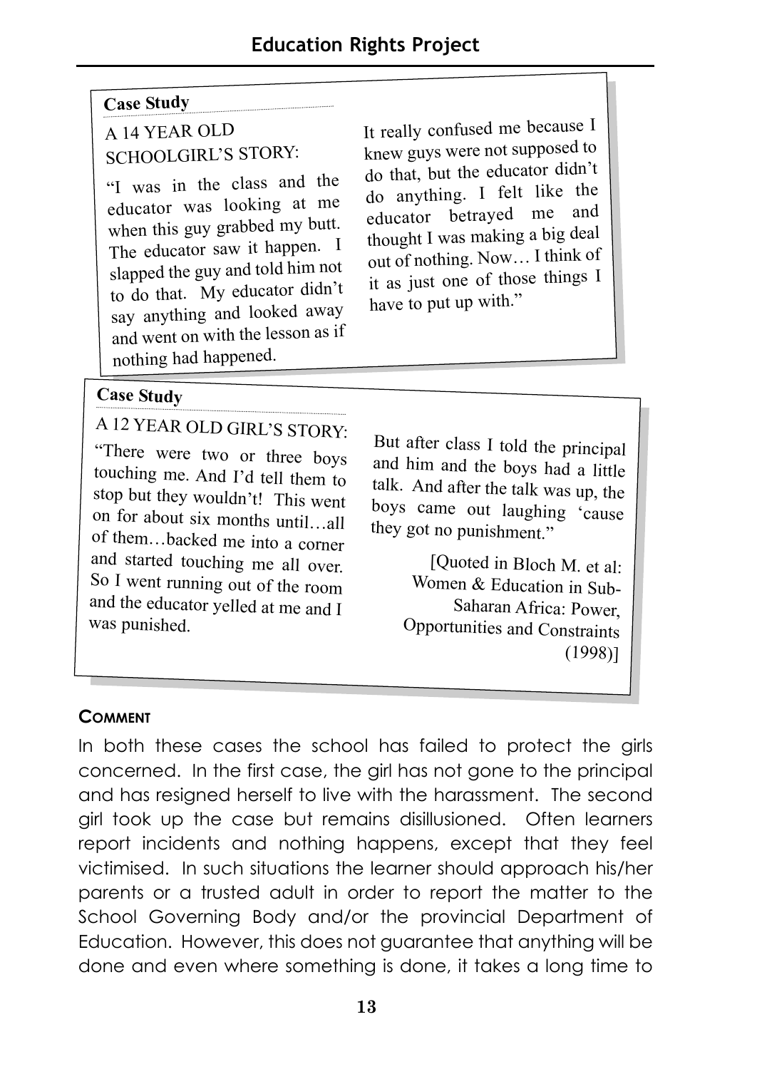### Case Study

A 14 YEAR OLD SCHOOLGIRL'S STORY:

"I was in the class and the educator was looking at me when this guy grabbed my butt. The educator saw it happen. I slapped the guy and told him not to do that. My educator didn't say anything and looked away and went on with the lesson as if nothing had happened. It really confused me because I knew guys were not supposed to do that, but the educator didn't do anything. I felt like the educator betrayed me and thought I was making a big deal out of nothing. Now… I think of it as just one of those things I have to put up with."

### Case Study

A 12 YEAR OLD GIRL'S STORY:

"There were two or three boys touching me. And I'd tell them to stop but they wouldn't! This went on for about six months until…all of them…backed me into a corner and started touching me all over. So I went running out of the room and the educator yelled at me and I was punished. But after class I told the principal and him and the boys had a little talk. And after the talk was up, the boys came out laughing 'cause they got no punishment."

[Quoted in Bloch M. et al: Women & Education in Sub-Saharan Africa: Power, Opportunities and Constraints (1998)]

**COMMENT**

In both these cases the school has failed to protect the girls concerned. In the first case, the girl has not gone to the principal and has resigned herself to live with the harassment. The second girl took up the case but remains disillusioned. Often learners report incidents and nothing happens, except that they feel victimised. In such situations the learner should approach his/her parents or a trusted adult in order to report the matter to the School Governing Body and/or the provincial Department of Education. However, this does not guarantee that anything will be done and even where something is done, it takes a long time to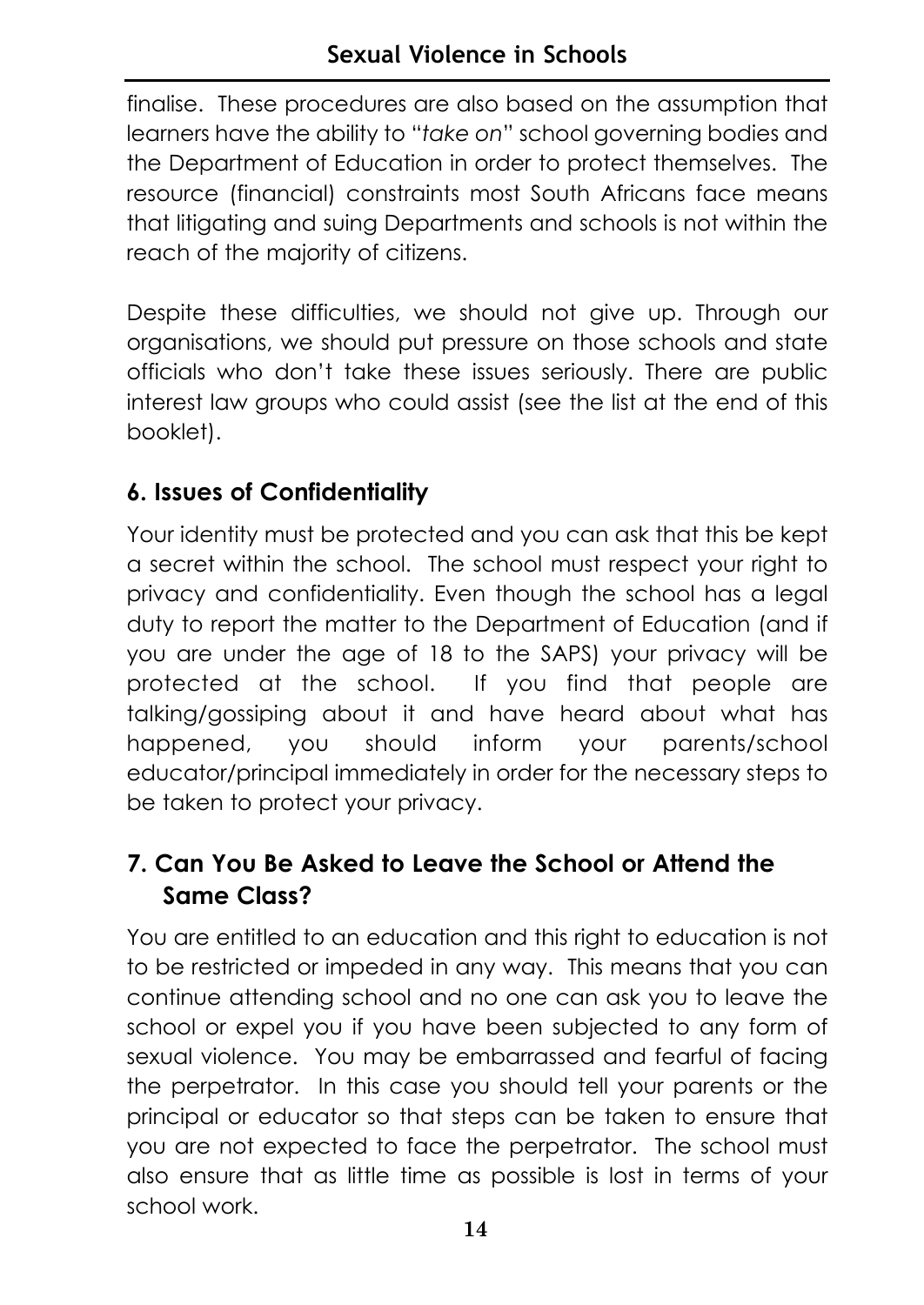finalise. These procedures are also based on the assumption that learners have the ability to "*take on*" school governing bodies and the Department of Education in order to protect themselves. The resource (financial) constraints most South Africans face means that litigating and suing Departments and schools is not within the reach of the majority of citizens.

Despite these difficulties, we should not give up. Through our organisations, we should put pressure on those schools and state officials who don't take these issues seriously. There are public interest law groups who could assist (see the list at the end of this booklet).

## 6. Issues of Confidentiality

Your identity must be protected and you can ask that this be kept a secret within the school. The school must respect your right to privacy and confidentiality. Even though the school has a legal duty to report the matter to the Department of Education (and if you are under the age of 18 to the SAPS) your privacy will be protected at the school. If you find that people are talking/gossiping about it and have heard about what has happened, you should inform your parents/school educator/principal immediately in order for the necessary steps to be taken to protect your privacy.

## 7. Can You Be Asked to Leave the School or Attend the Same Class?

You are entitled to an education and this right to education is not to be restricted or impeded in any way. This means that you can continue attending school and no one can ask you to leave the school or expel you if you have been subjected to any form of sexual violence. You may be embarrassed and fearful of facing the perpetrator. In this case you should tell your parents or the principal or educator so that steps can be taken to ensure that you are not expected to face the perpetrator. The school must also ensure that as little time as possible is lost in terms of your school work.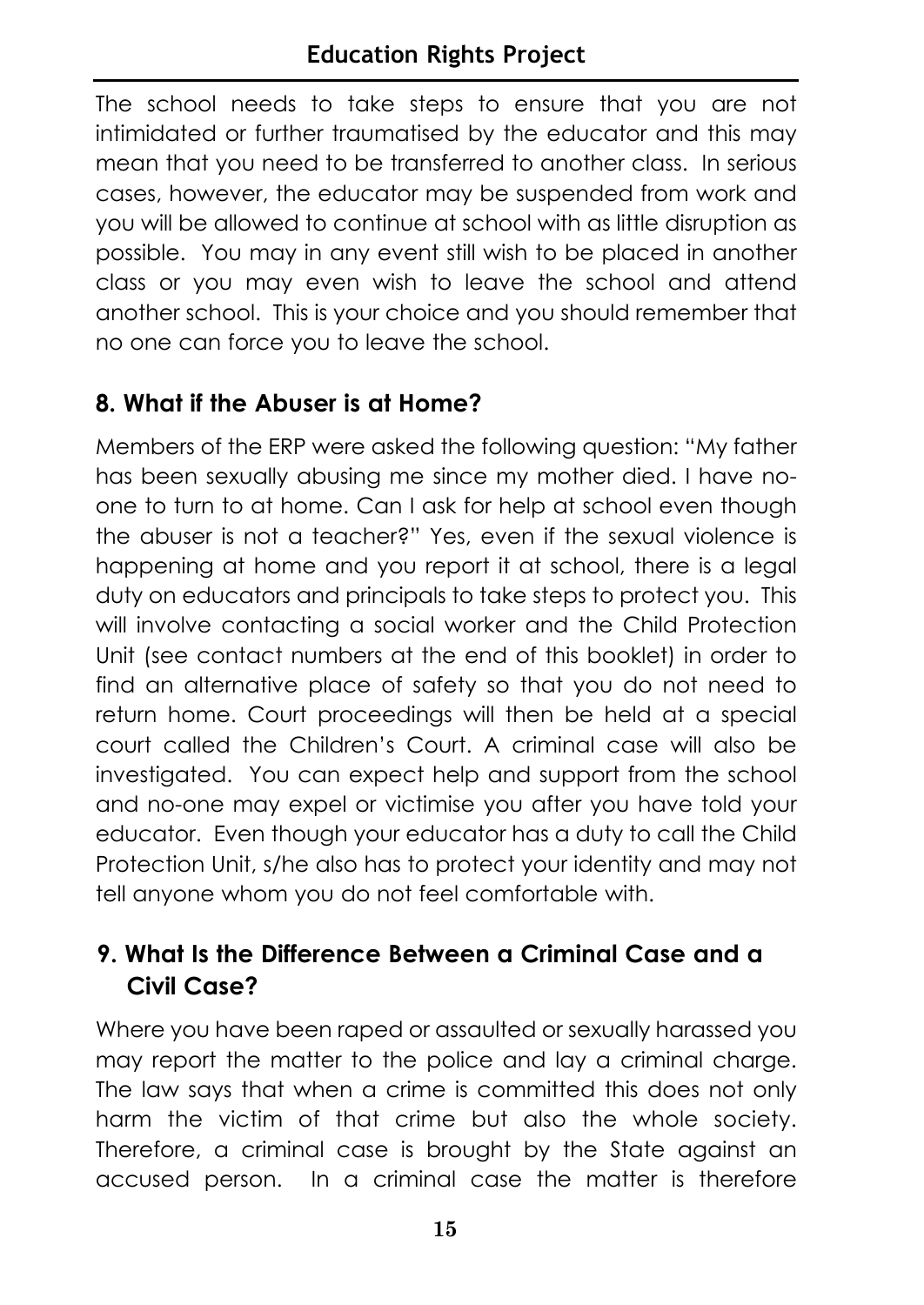The school needs to take steps to ensure that you are not intimidated or further traumatised by the educator and this may mean that you need to be transferred to another class. In serious cases, however, the educator may be suspended from work and you will be allowed to continue at school with as little disruption as possible. You may in any event still wish to be placed in another class or you may even wish to leave the school and attend another school. This is your choice and you should remember that no one can force you to leave the school.

## 8. What if the Abuser is at Home?

Members of the ERP were asked the following question: "My father has been sexually abusing me since my mother died. I have no-one to turn to at home. Can I ask for help at school even though the abuser is not a teacher?" Yes, even if the sexual violence is happening at home and you report it at school, there is a legal duty on educators and principals to take steps to protect you. This will involve contacting a social worker and the Child Protection Unit (see contact numbers at the end of this booklet) in order to find an alternative place of safety so that you do not need to return home. Court proceedings will then be held at a special court called the Children's Court. A criminal case will also be investigated. You can expect help and support from the school and no-one may expel or victimise you after you have told your educator. Even though your educator has a duty to call the Child Protection Unit, s/he also has to protect your identity and may not tell anyone whom you do not feel comfortable with.

## 9. What Is the Difference Between a Criminal Case and a Civil Case?

Where you have been raped or assaulted or sexually harassed you may report the matter to the police and lay a criminal charge. The law says that when a crime is committed this does not only harm the victim of that crime but also the whole society. Therefore, a criminal case is brought by the State against an accused person. In a criminal case the matter is therefore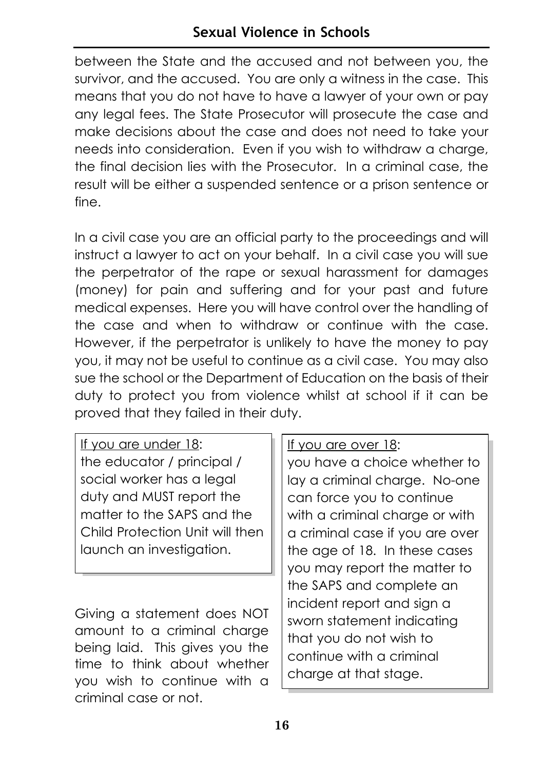between the State and the accused and not between you, the survivor, and the accused. You are only a witness in the case. This means that you do not have to have a lawyer of your own or pay any legal fees. The State Prosecutor will prosecute the case and make decisions about the case and does not need to take your needs into consideration. Even if you wish to withdraw a charge, the final decision lies with the Prosecutor. In a criminal case, the result will be either a suspended sentence or a prison sentence or fine.

In a civil case you are an official party to the proceedings and will instruct a lawyer to act on your behalf. In a civil case you will sue the perpetrator of the rape or sexual harassment for damages (money) for pain and suffering and for your past and future medical expenses. Here you will have control over the handling of the case and when to withdraw or continue with the case. However, if the perpetrator is unlikely to have the money to pay you, it may not be useful to continue as a civil case. You may also sue the school or the Department of Education on the basis of their duty to protect you from violence whilst at school if it can be proved that they failed in their duty.

> <u>If you are under 18</u>:
> the educator / principal / social worker has a legal duty and MUST report the matter to the SAPS and the Child Protection Unit will then launch an investigation.

Giving a statement does NOT amount to a criminal charge being laid. This gives you the time to think about whether you wish to continue with a criminal case or not.

> <u>If you are over 18</u>:
> you have a choice whether to lay a criminal charge. No-one can force you to continue with a criminal charge or with a criminal case if you are over the age of 18. In these cases you may report the matter to the SAPS and complete an incident report and sign a sworn statement indicating that you do not wish to continue with a criminal charge at that stage.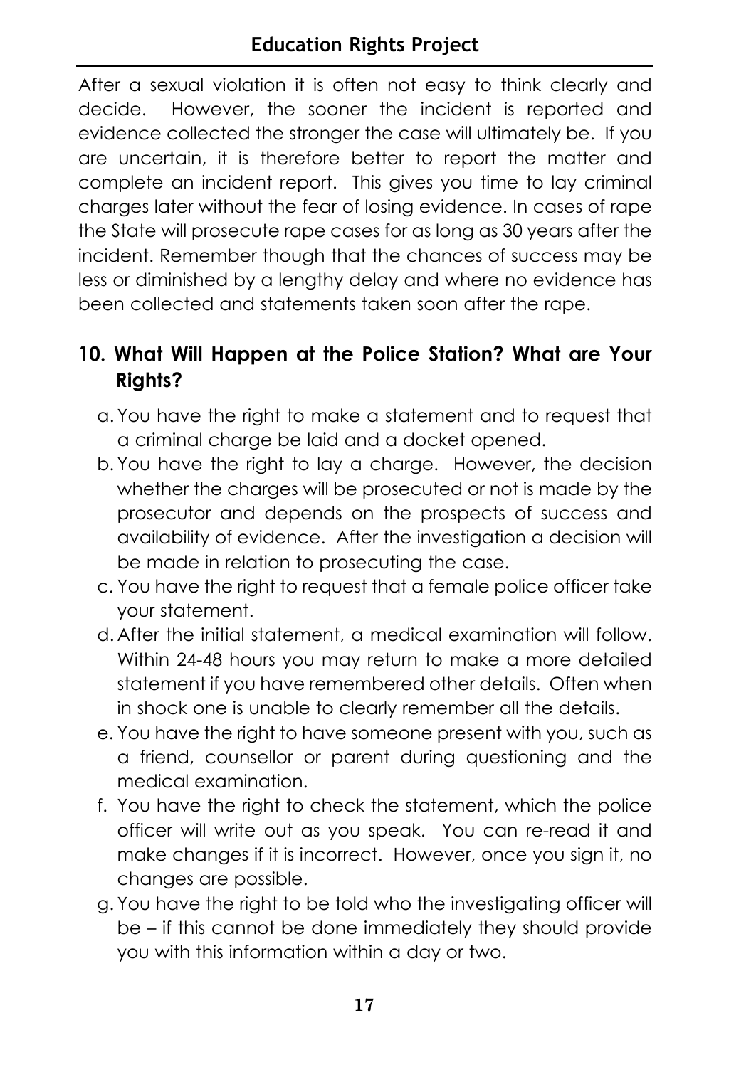After a sexual violation it is often not easy to think clearly and decide. However, the sooner the incident is reported and evidence collected the stronger the case will ultimately be. If you are uncertain, it is therefore better to report the matter and complete an incident report. This gives you time to lay criminal charges later without the fear of losing evidence. In cases of rape the State will prosecute rape cases for as long as 30 years after the incident. Remember though that the chances of success may be less or diminished by a lengthy delay and where no evidence has been collected and statements taken soon after the rape.

## 10. What Will Happen at the Police Station? What are Your Rights?

a. You have the right to make a statement and to request that a criminal charge be laid and a docket opened.

b. You have the right to lay a charge. However, the decision whether the charges will be prosecuted or not is made by the prosecutor and depends on the prospects of success and availability of evidence. After the investigation a decision will be made in relation to prosecuting the case.

c. You have the right to request that a female police officer take your statement.

d. After the initial statement, a medical examination will follow. Within 24-48 hours you may return to make a more detailed statement if you have remembered other details. Often when in shock one is unable to clearly remember all the details.

e. You have the right to have someone present with you, such as a friend, counsellor or parent during questioning and the medical examination.

f. You have the right to check the statement, which the police officer will write out as you speak. You can re-read it and make changes if it is incorrect. However, once you sign it, no changes are possible.

g. You have the right to be told who the investigating officer will be – if this cannot be done immediately they should provide you with this information within a day or two.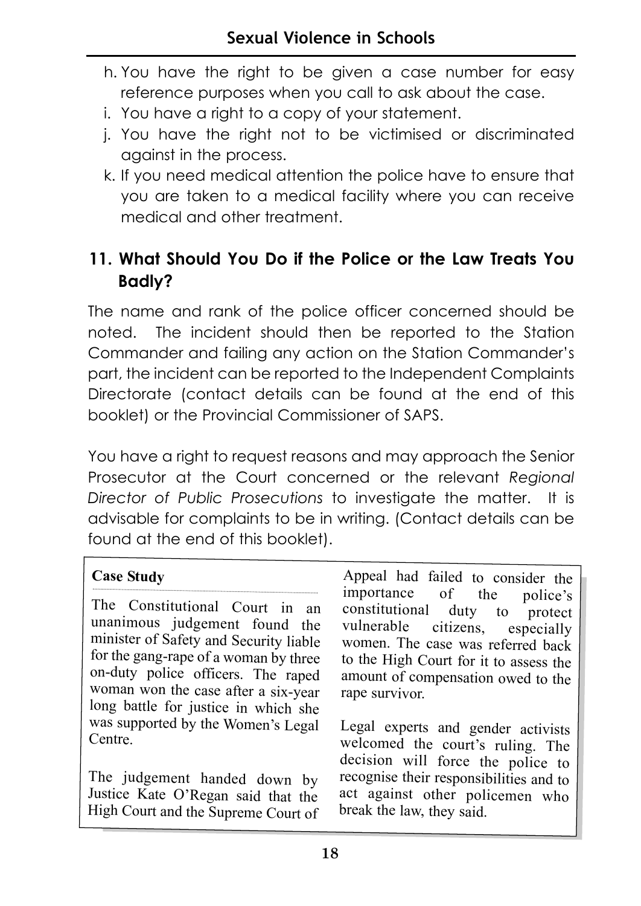h. You have the right to be given a case number for easy reference purposes when you call to ask about the case.
i. You have a right to a copy of your statement.
j. You have the right not to be victimised or discriminated against in the process.
k. If you need medical attention the police have to ensure that you are taken to a medical facility where you can receive medical and other treatment.

## 11. What Should You Do if the Police or the Law Treats You Badly?

The name and rank of the police officer concerned should be noted. The incident should then be reported to the Station Commander and failing any action on the Station Commander's part, the incident can be reported to the Independent Complaints Directorate (contact details can be found at the end of this booklet) or the Provincial Commissioner of SAPS.

You have a right to request reasons and may approach the Senior Prosecutor at the Court concerned or the relevant *Regional Director of Public Prosecutions* to investigate the matter. It is advisable for complaints to be in writing. (Contact details can be found at the end of this booklet).

**Case Study**

The Constitutional Court in an unanimous judgement found the minister of Safety and Security liable for the gang-rape of a woman by three on-duty police officers. The raped woman won the case after a six-year long battle for justice in which she was supported by the Women's Legal Centre.

The judgement handed down by Justice Kate O'Regan said that the High Court and the Supreme Court of Appeal had failed to consider the importance of the police's constitutional duty to protect vulnerable citizens, especially women. The case was referred back to the High Court for it to assess the amount of compensation owed to the rape survivor.

Legal experts and gender activists welcomed the court's ruling. The decision will force the police to recognise their responsibilities and to act against other policemen who break the law, they said.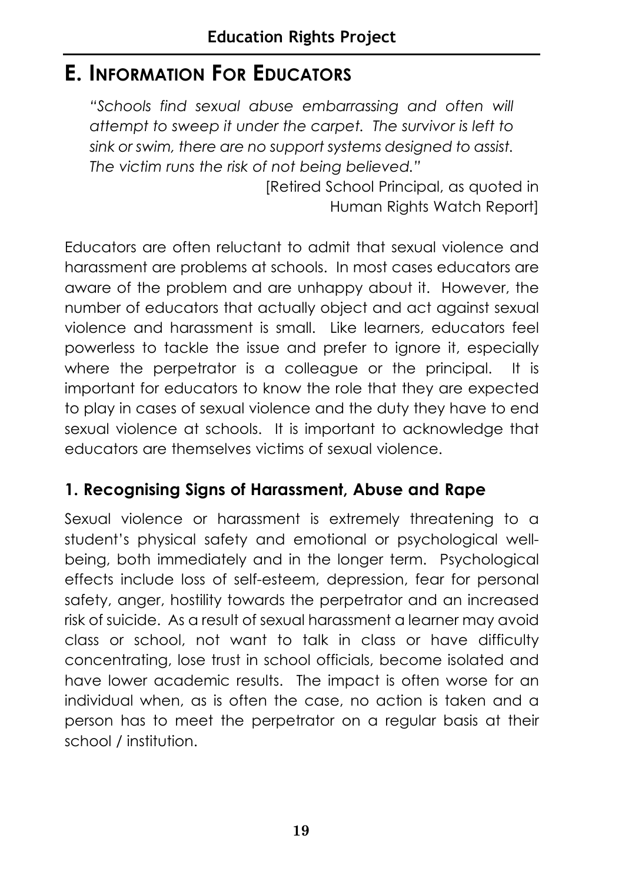## E. Information For Educators

*"Schools find sexual abuse embarrassing and often will attempt to sweep it under the carpet. The survivor is left to sink or swim, there are no support systems designed to assist. The victim runs the risk of not being believed."*

[Retired School Principal, as quoted in Human Rights Watch Report]

Educators are often reluctant to admit that sexual violence and harassment are problems at schools. In most cases educators are aware of the problem and are unhappy about it. However, the number of educators that actually object and act against sexual violence and harassment is small. Like learners, educators feel powerless to tackle the issue and prefer to ignore it, especially where the perpetrator is a colleague or the principal. It is important for educators to know the role that they are expected to play in cases of sexual violence and the duty they have to end sexual violence at schools. It is important to acknowledge that educators are themselves victims of sexual violence.

### 1. Recognising Signs of Harassment, Abuse and Rape

Sexual violence or harassment is extremely threatening to a student's physical safety and emotional or psychological well-being, both immediately and in the longer term. Psychological effects include loss of self-esteem, depression, fear for personal safety, anger, hostility towards the perpetrator and an increased risk of suicide. As a result of sexual harassment a learner may avoid class or school, not want to talk in class or have difficulty concentrating, lose trust in school officials, become isolated and have lower academic results. The impact is often worse for an individual when, as is often the case, no action is taken and a person has to meet the perpetrator on a regular basis at their school / institution.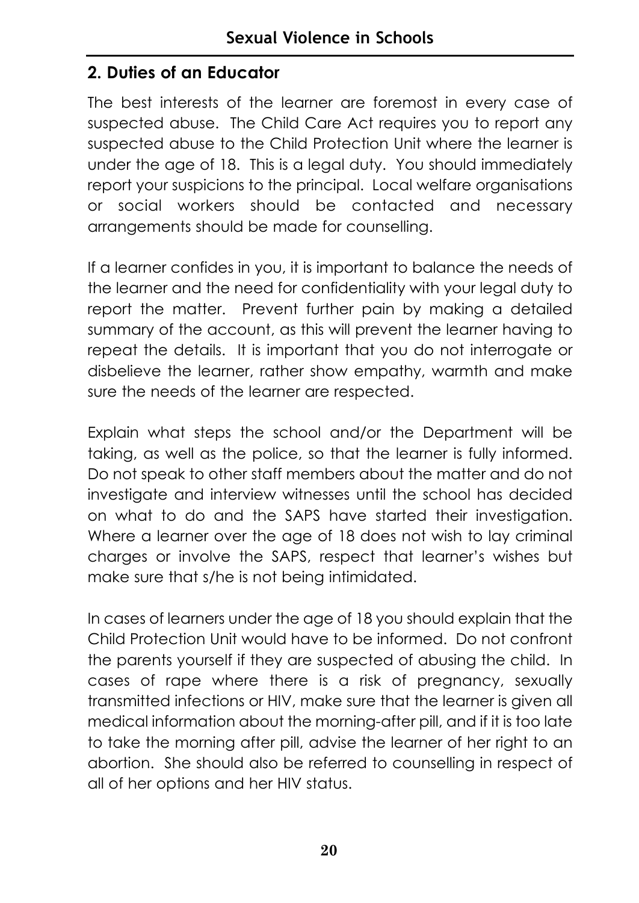## 2. Duties of an Educator

The best interests of the learner are foremost in every case of suspected abuse. The Child Care Act requires you to report any suspected abuse to the Child Protection Unit where the learner is under the age of 18. This is a legal duty. You should immediately report your suspicions to the principal. Local welfare organisations or social workers should be contacted and necessary arrangements should be made for counselling.

If a learner confides in you, it is important to balance the needs of the learner and the need for confidentiality with your legal duty to report the matter. Prevent further pain by making a detailed summary of the account, as this will prevent the learner having to repeat the details. It is important that you do not interrogate or disbelieve the learner, rather show empathy, warmth and make sure the needs of the learner are respected.

Explain what steps the school and/or the Department will be taking, as well as the police, so that the learner is fully informed. Do not speak to other staff members about the matter and do not investigate and interview witnesses until the school has decided on what to do and the SAPS have started their investigation. Where a learner over the age of 18 does not wish to lay criminal charges or involve the SAPS, respect that learner's wishes but make sure that s/he is not being intimidated.

In cases of learners under the age of 18 you should explain that the Child Protection Unit would have to be informed. Do not confront the parents yourself if they are suspected of abusing the child. In cases of rape where there is a risk of pregnancy, sexually transmitted infections or HIV, make sure that the learner is given all medical information about the morning-after pill, and if it is too late to take the morning after pill, advise the learner of her right to an abortion. She should also be referred to counselling in respect of all of her options and her HIV status.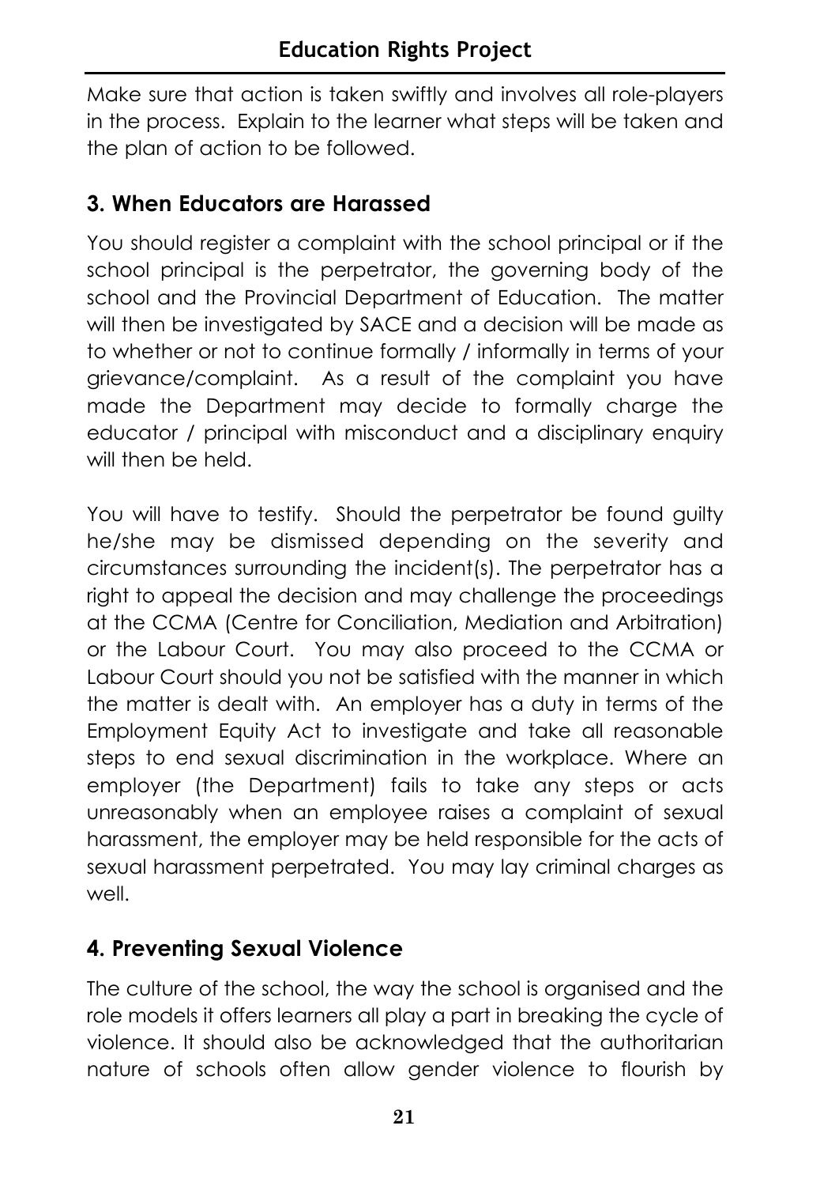Make sure that action is taken swiftly and involves all role-players in the process. Explain to the learner what steps will be taken and the plan of action to be followed.

## 3. When Educators are Harassed

You should register a complaint with the school principal or if the school principal is the perpetrator, the governing body of the school and the Provincial Department of Education. The matter will then be investigated by SACE and a decision will be made as to whether or not to continue formally / informally in terms of your grievance/complaint. As a result of the complaint you have made the Department may decide to formally charge the educator / principal with misconduct and a disciplinary enquiry will then be held.

You will have to testify. Should the perpetrator be found guilty he/she may be dismissed depending on the severity and circumstances surrounding the incident(s). The perpetrator has a right to appeal the decision and may challenge the proceedings at the CCMA (Centre for Conciliation, Mediation and Arbitration) or the Labour Court. You may also proceed to the CCMA or Labour Court should you not be satisfied with the manner in which the matter is dealt with. An employer has a duty in terms of the Employment Equity Act to investigate and take all reasonable steps to end sexual discrimination in the workplace. Where an employer (the Department) fails to take any steps or acts unreasonably when an employee raises a complaint of sexual harassment, the employer may be held responsible for the acts of sexual harassment perpetrated. You may lay criminal charges as well.

## 4. Preventing Sexual Violence

The culture of the school, the way the school is organised and the role models it offers learners all play a part in breaking the cycle of violence. It should also be acknowledged that the authoritarian nature of schools often allow gender violence to flourish by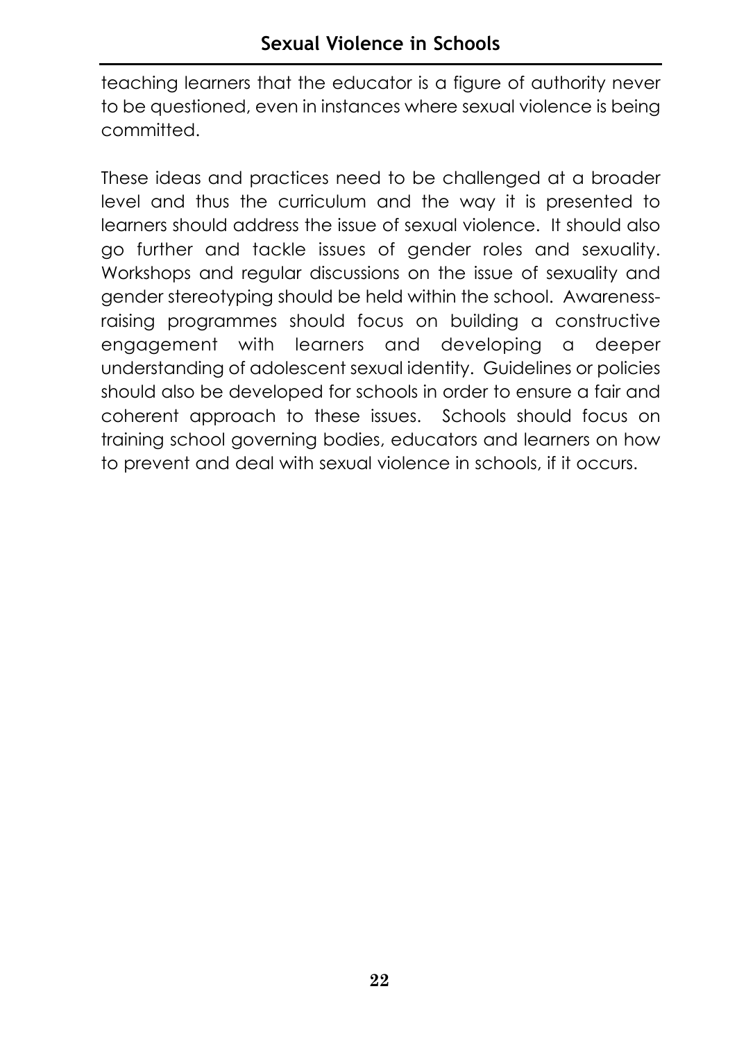teaching learners that the educator is a figure of authority never to be questioned, even in instances where sexual violence is being committed.

These ideas and practices need to be challenged at a broader level and thus the curriculum and the way it is presented to learners should address the issue of sexual violence. It should also go further and tackle issues of gender roles and sexuality. Workshops and regular discussions on the issue of sexuality and gender stereotyping should be held within the school. Awareness-raising programmes should focus on building a constructive engagement with learners and developing a deeper understanding of adolescent sexual identity. Guidelines or policies should also be developed for schools in order to ensure a fair and coherent approach to these issues. Schools should focus on training school governing bodies, educators and learners on how to prevent and deal with sexual violence in schools, if it occurs.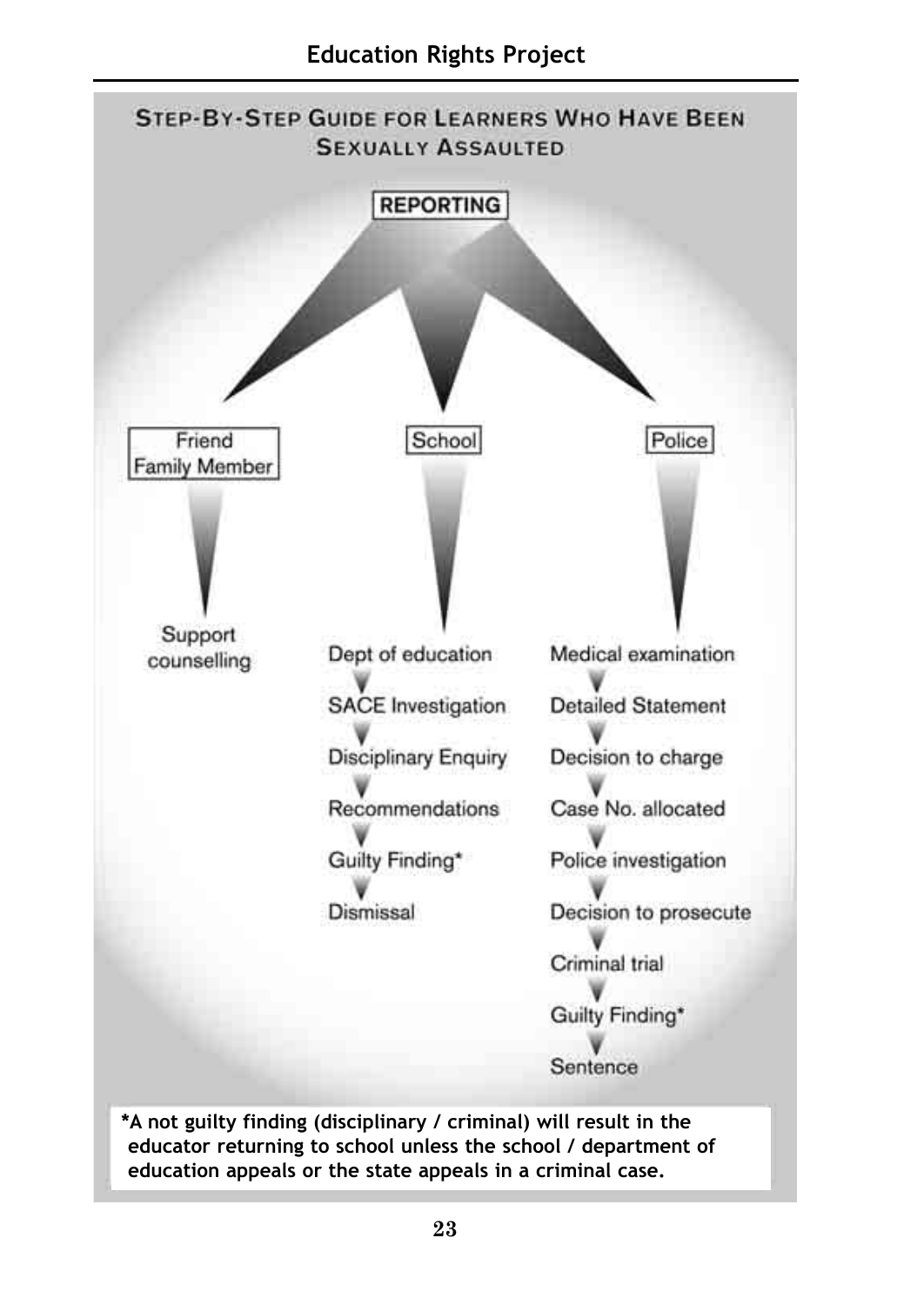## Step-by-Step Guide for Learners Who Have Been Sexually Assaulted

**REPORTING**

**Friend / Family Member**
- Support counselling

**School**
- Dept of education
- SACE Investigation
- Disciplinary Enquiry
- Recommendations
- Guilty Finding*
- Dismissal

**Police**
- Medical examination
- Detailed Statement
- Decision to charge
- Case No. allocated
- Police investigation
- Decision to prosecute
- Criminal trial
- Guilty Finding*
- Sentence

**\*A not guilty finding (disciplinary / criminal) will result in the educator returning to school unless the school / department of education appeals or the state appeals in a criminal case.**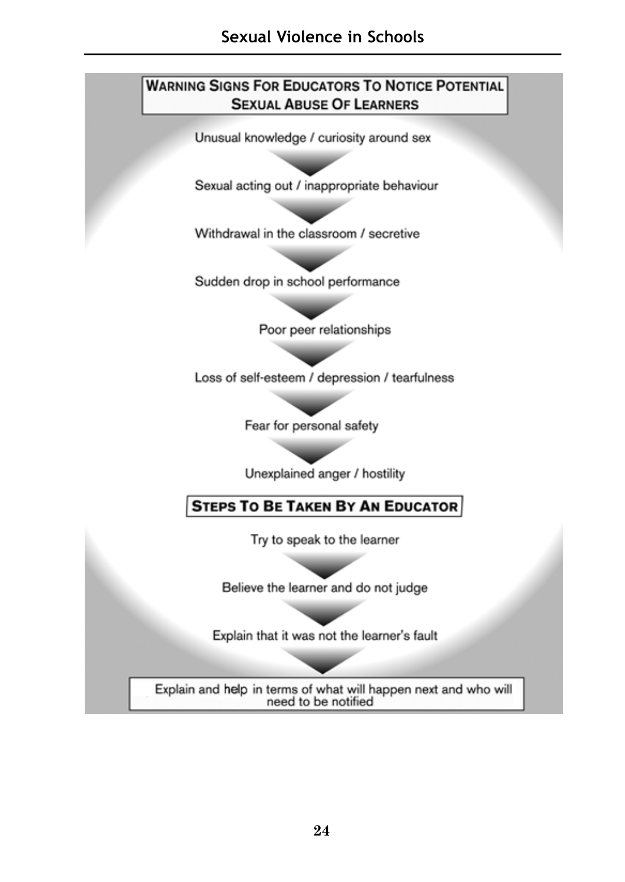## Warning Signs For Educators To Notice Potential Sexual Abuse Of Learners

- Unusual knowledge / curiosity around sex
- Sexual acting out / inappropriate behaviour
- Withdrawal in the classroom / secretive
- Sudden drop in school performance
- Poor peer relationships
- Loss of self-esteem / depression / tearfulness
- Fear for personal safety
- Unexplained anger / hostility

## Steps To Be Taken By An Educator

1. Try to speak to the learner
2. Believe the learner and do not judge
3. Explain that it was not the learner's fault
4. Explain and help in terms of what will happen next and who will need to be notified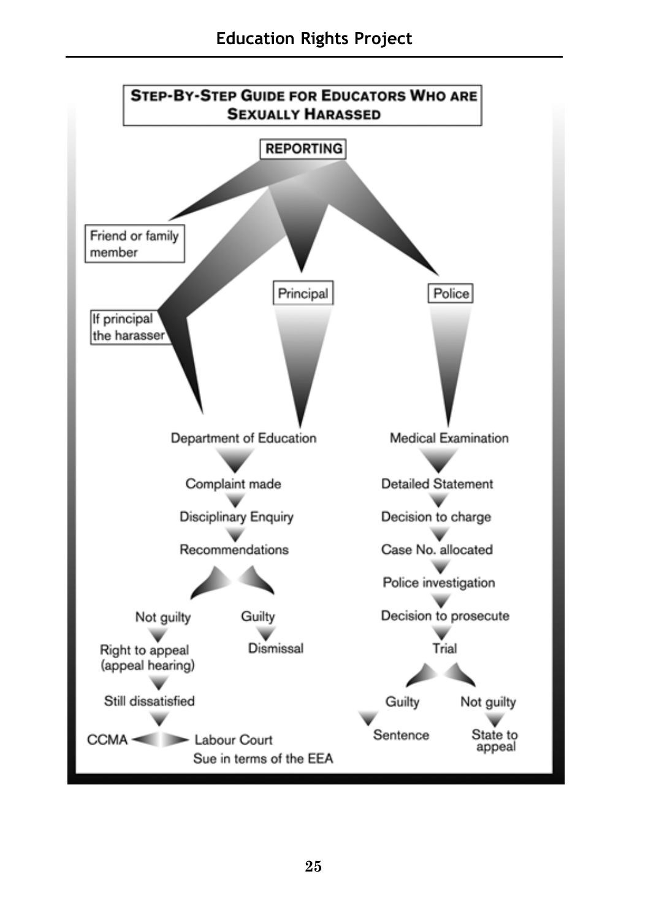## Step-by-Step Guide for Educators Who are Sexually Harassed

**REPORTING**

- Friend or family member
- If principal the harasser
- Principal
- Police

**Principal / If principal the harasser:**

Department of Education
→ Complaint made
→ Disciplinary Enquiry
→ Recommendations

- Not guilty
  → Right to appeal (appeal hearing)
  → Still dissatisfied
  → CCMA / Labour Court
  Sue in terms of the EEA
- Guilty
  → Dismissal

**Police:**

Medical Examination
→ Detailed Statement
→ Decision to charge
→ Case No. allocated
→ Police investigation
→ Decision to prosecute
→ Trial

- Guilty
  → Sentence
- Not guilty
  → State to appeal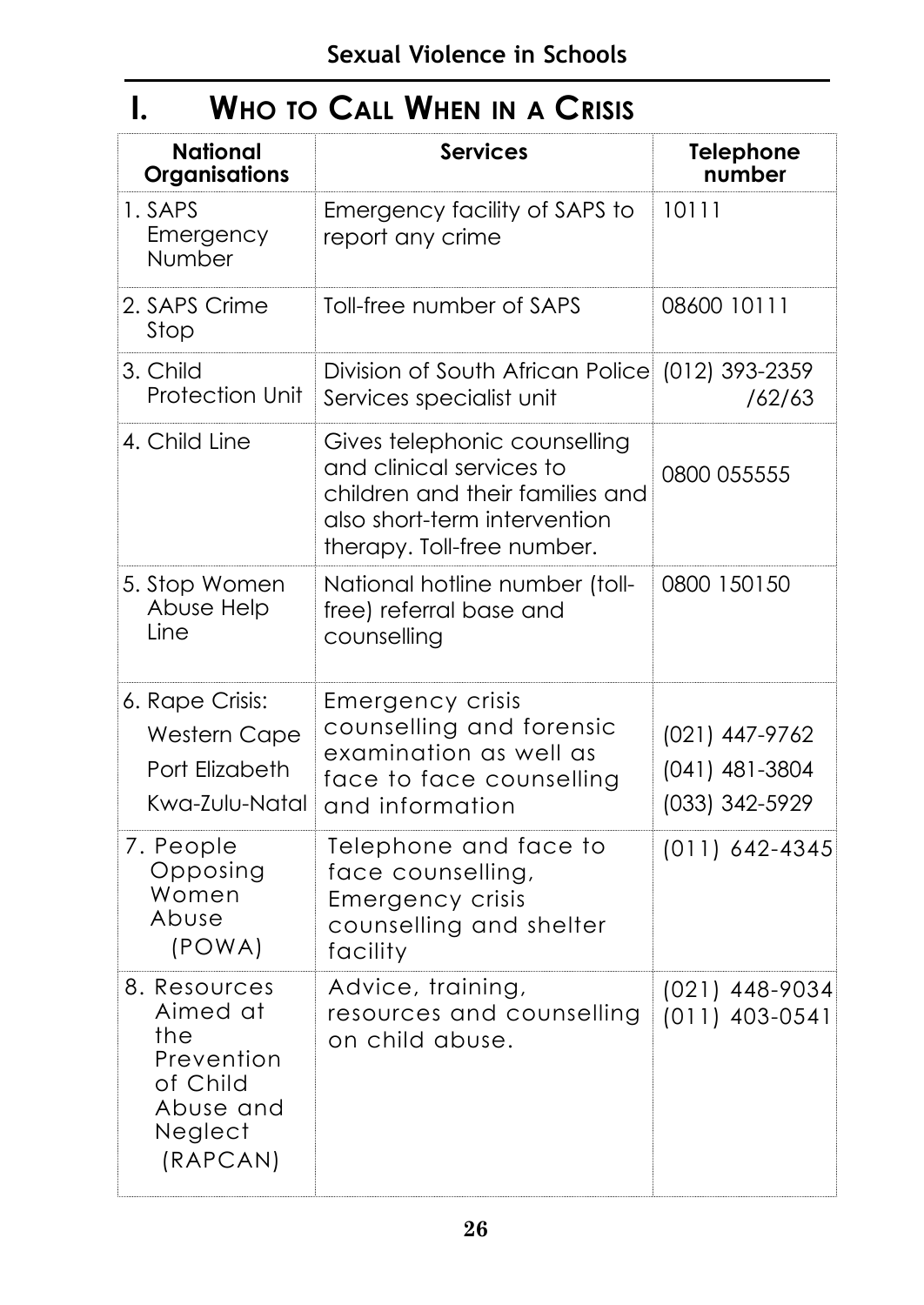# I. Who to Call When in a Crisis

| National Organisations | Services | Telephone number |
|---|---|---|
| 1. SAPS Emergency Number | Emergency facility of SAPS to report any crime | 10111 |
| 2. SAPS Crime Stop | Toll-free number of SAPS | 08600 10111 |
| 3. Child Protection Unit | Division of South African Police Services specialist unit | (012) 393-2359 /62/63 |
| 4. Child Line | Gives telephonic counselling and clinical services to children and their families and also short-term intervention therapy. Toll-free number. | 0800 055555 |
| 5. Stop Women Abuse Help Line | National hotline number (toll-free) referral base and counselling | 0800 150150 |
| 6. Rape Crisis: Western Cape Port Elizabeth Kwa-Zulu-Natal | Emergency crisis counselling and forensic examination as well as face to face counselling and information | (021) 447-9762 (041) 481-3804 (033) 342-5929 |
| 7. People Opposing Women Abuse (POWA) | Telephone and face to face counselling, Emergency crisis counselling and shelter facility | (011) 642-4345 |
| 8. Resources Aimed at the Prevention of Child Abuse and Neglect (RAPCAN) | Advice, training, resources and counselling on child abuse. | (021) 448-9034 (011) 403-0541 |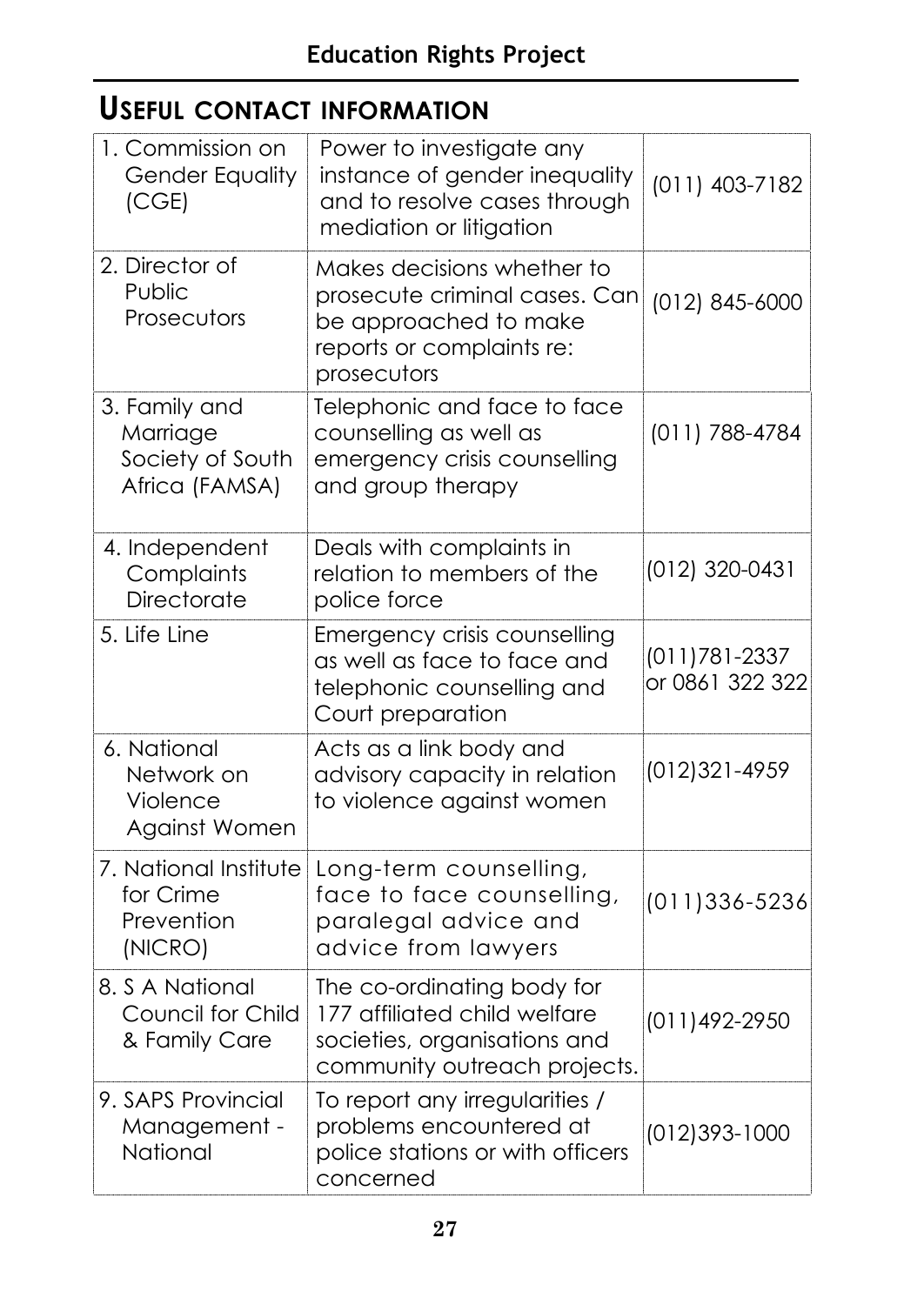## USEFUL CONTACT INFORMATION

| Organisation | Description | Contact |
|---|---|---|
| 1. Commission on Gender Equality (CGE) | Power to investigate any instance of gender inequality and to resolve cases through mediation or litigation | (011) 403-7182 |
| 2. Director of Public Prosecutors | Makes decisions whether to prosecute criminal cases. Can be approached to make reports or complaints re: prosecutors | (012) 845-6000 |
| 3. Family and Marriage Society of South Africa (FAMSA) | Telephonic and face to face counselling as well as emergency crisis counselling and group therapy | (011) 788-4784 |
| 4. Independent Complaints Directorate | Deals with complaints in relation to members of the police force | (012) 320-0431 |
| 5. Life Line | Emergency crisis counselling as well as face to face and telephonic counselling and Court preparation | (011)781-2337 or 0861 322 322 |
| 6. National Network on Violence Against Women | Acts as a link body and advisory capacity in relation to violence against women | (012)321-4959 |
| 7. National Institute for Crime Prevention (NICRO) | Long-term counselling, face to face counselling, paralegal advice and advice from lawyers | (011)336-5236 |
| 8. S A National Council for Child & Family Care | The co-ordinating body for 177 affiliated child welfare societies, organisations and community outreach projects. | (011)492-2950 |
| 9. SAPS Provincial Management - National | To report any irregularities / problems encountered at police stations or with officers concerned | (012)393-1000 |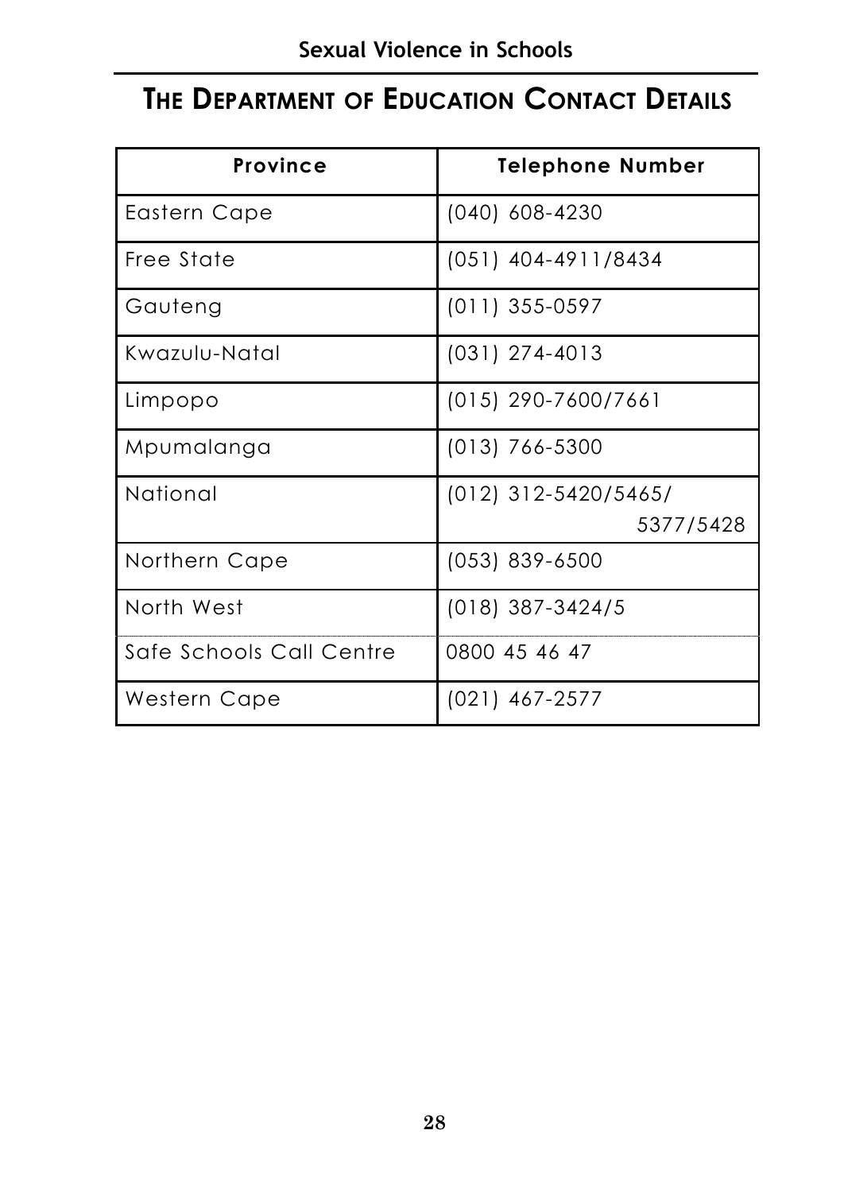## The Department of Education Contact Details

| Province | Telephone Number |
|---|---|
| Eastern Cape | (040) 608-4230 |
| Free State | (051) 404-4911/8434 |
| Gauteng | (011) 355-0597 |
| Kwazulu-Natal | (031) 274-4013 |
| Limpopo | (015) 290-7600/7661 |
| Mpumalanga | (013) 766-5300 |
| National | (012) 312-5420/5465/ 5377/5428 |
| Northern Cape | (053) 839-6500 |
| North West | (018) 387-3424/5 |
| Safe Schools Call Centre | 0800 45 46 47 |
| Western Cape | (021) 467-2577 |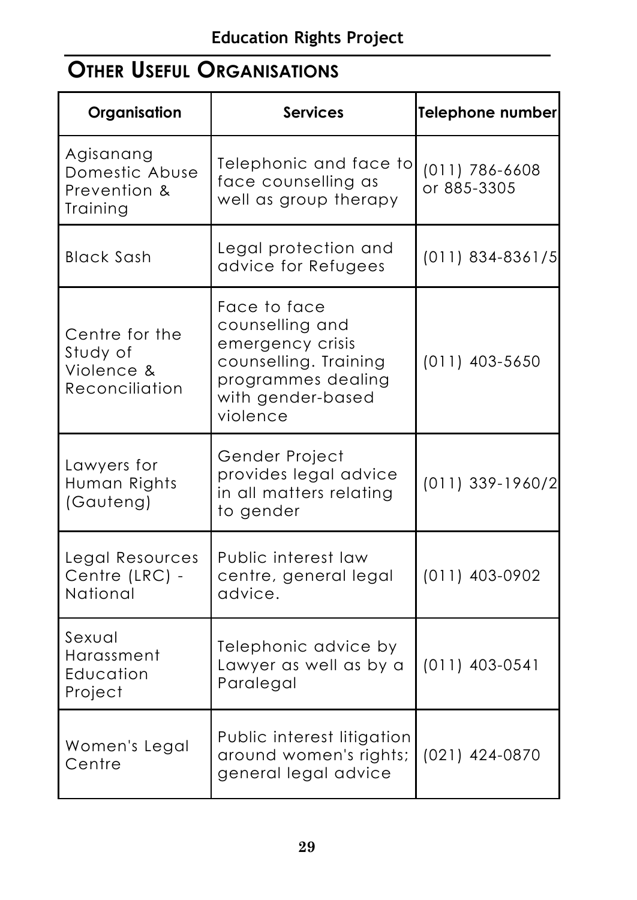## Other Useful Organisations

| Organisation | Services | Telephone number |
| --- | --- | --- |
| Agisanang Domestic Abuse Prevention & Training | Telephonic and face to face counselling as well as group therapy | (011) 786-6608 or 885-3305 |
| Black Sash | Legal protection and advice for Refugees | (011) 834-8361/5 |
| Centre for the Study of Violence & Reconciliation | Face to face counselling and emergency crisis counselling. Training programmes dealing with gender-based violence | (011) 403-5650 |
| Lawyers for Human Rights (Gauteng) | Gender Project provides legal advice in all matters relating to gender | (011) 339-1960/2 |
| Legal Resources Centre (LRC) - National | Public interest law centre, general legal advice. | (011) 403-0902 |
| Sexual Harassment Education Project | Telephonic advice by Lawyer as well as by a Paralegal | (011) 403-0541 |
| Women's Legal Centre | Public interest litigation around women's rights; general legal advice | (021) 424-0870 |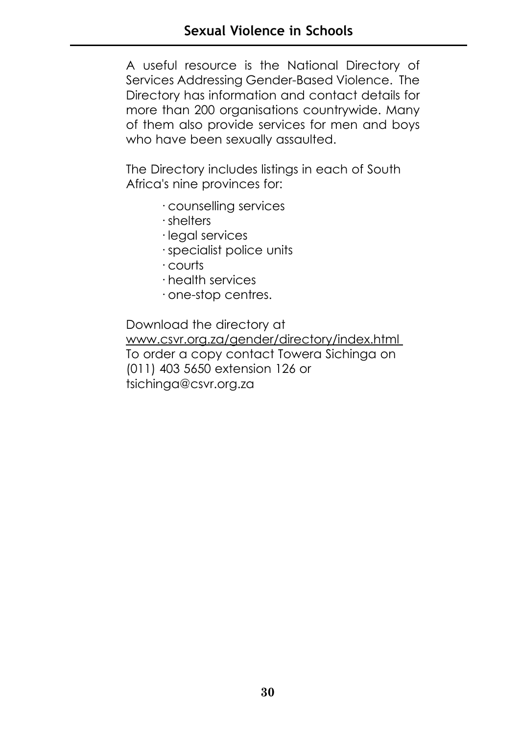A useful resource is the National Directory of Services Addressing Gender-Based Violence. The Directory has information and contact details for more than 200 organisations countrywide. Many of them also provide services for men and boys who have been sexually assaulted.

The Directory includes listings in each of South Africa's nine provinces for:

- counselling services
- shelters
- legal services
- specialist police units
- courts
- health services
- one-stop centres.

Download the directory at
www.csvr.org.za/gender/directory/index.html
To order a copy contact Towera Sichinga on (011) 403 5650 extension 126 or tsichinga@csvr.org.za